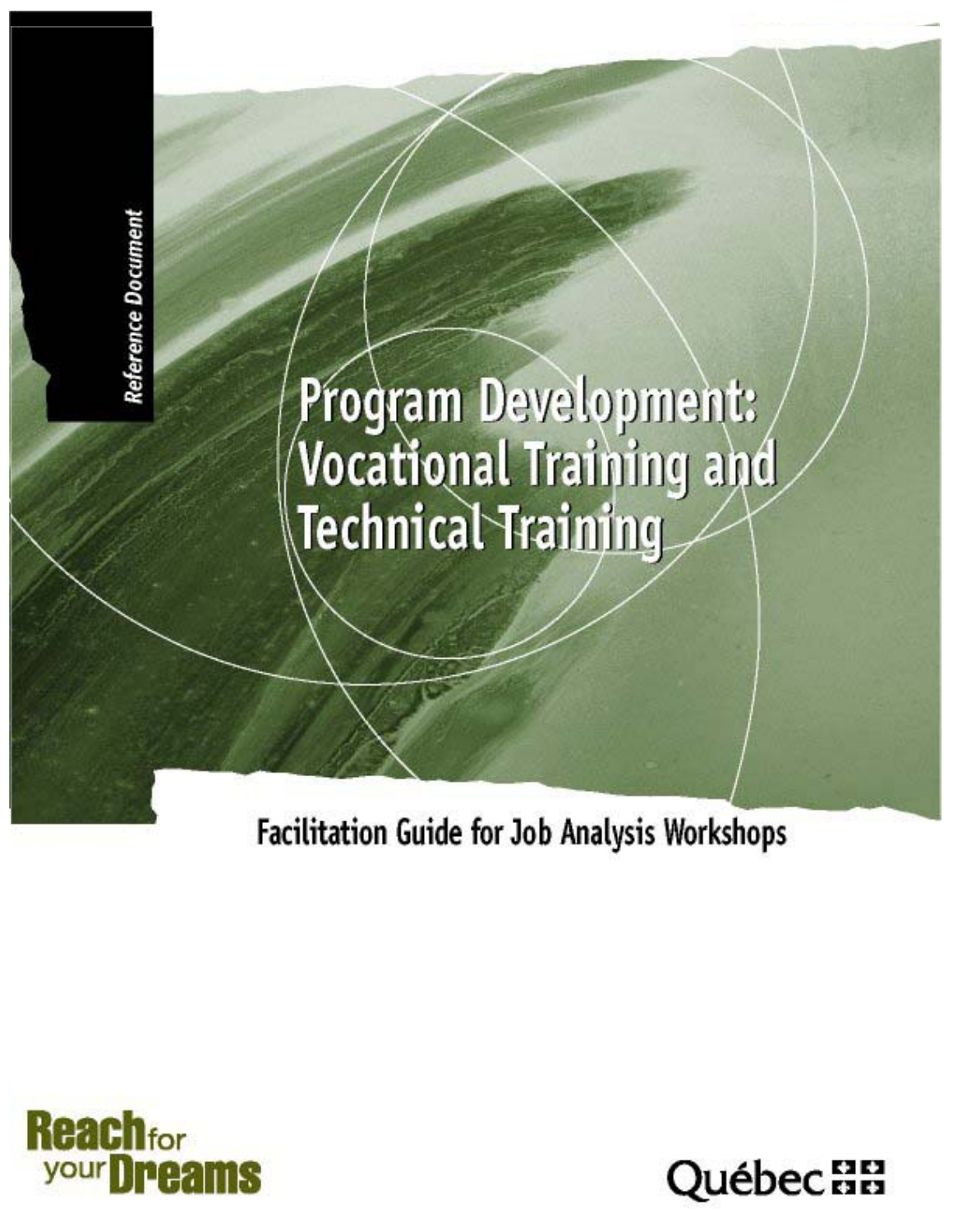Reference Document

# Program Development: Vocational Training and Technical Training

## Facilitation Guide for Job Analysis Workshops

Reach for your Dreams

Québec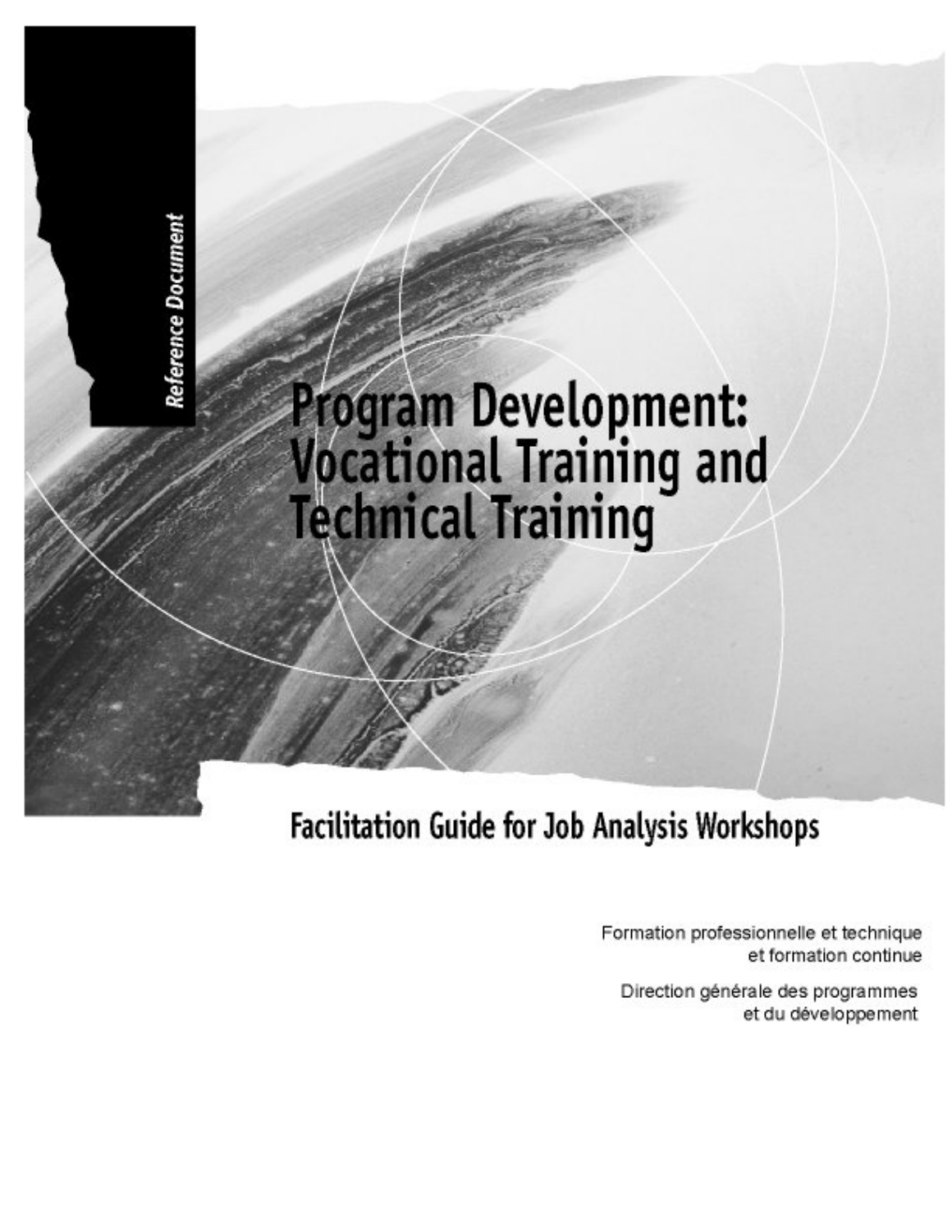*Reference Document*

# Program Development: Vocational Training and Technical Training

## Facilitation Guide for Job Analysis Workshops

Formation professionnelle et technique
et formation continue

Direction générale des programmes
et du développement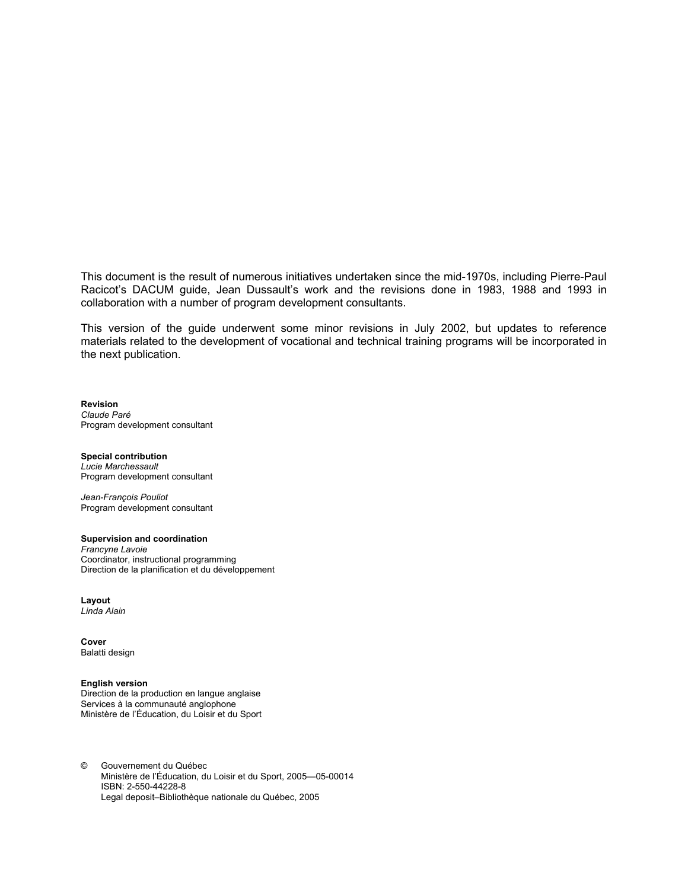This document is the result of numerous initiatives undertaken since the mid-1970s, including Pierre-Paul Racicot's DACUM guide, Jean Dussault's work and the revisions done in 1983, 1988 and 1993 in collaboration with a number of program development consultants.

This version of the guide underwent some minor revisions in July 2002, but updates to reference materials related to the development of vocational and technical training programs will be incorporated in the next publication.

**Revision**
*Claude Paré*
Program development consultant

**Special contribution**
*Lucie Marchessault*
Program development consultant

*Jean-François Pouliot*
Program development consultant

**Supervision and coordination**
*Francyne Lavoie*
Coordinator, instructional programming
Direction de la planification et du développement

**Layout**
*Linda Alain*

**Cover**
Balatti design

**English version**
Direction de la production en langue anglaise
Services à la communauté anglophone
Ministère de l'Éducation, du Loisir et du Sport

© Gouvernement du Québec
Ministère de l'Éducation, du Loisir et du Sport, 2005—05-00014
ISBN: 2-550-44228-8
Legal deposit–Bibliothèque nationale du Québec, 2005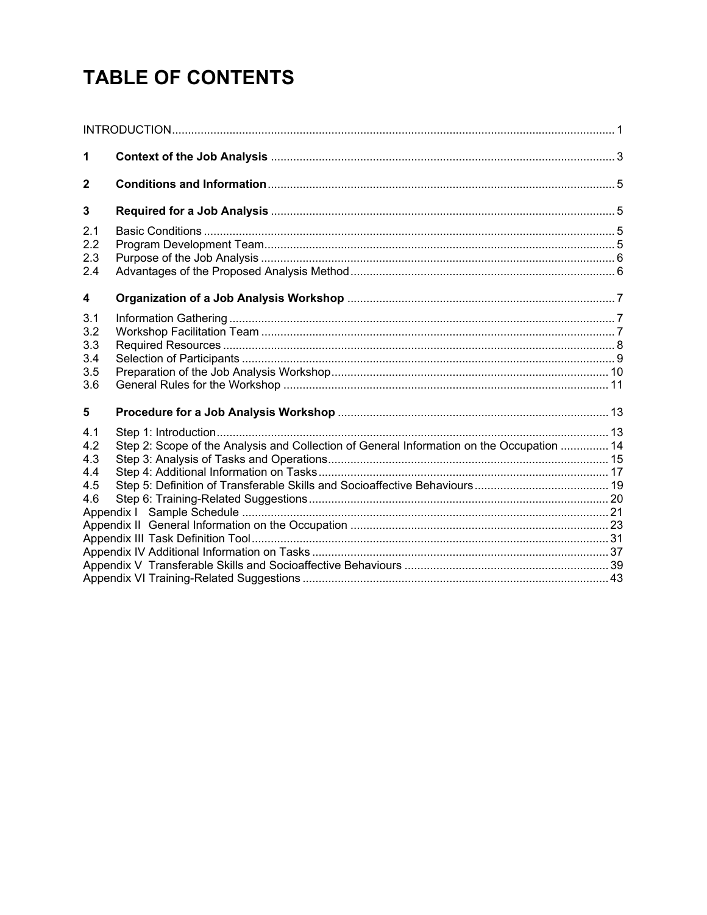# TABLE OF CONTENTS

| | | |
|---|---|---|
| INTRODUCTION | | 1 |
| **1** | **Context of the Job Analysis** | 3 |
| **2** | **Conditions and Information** | 5 |
| **3** | **Required for a Job Analysis** | 5 |
| 2.1 | Basic Conditions | 5 |
| 2.2 | Program Development Team | 5 |
| 2.3 | Purpose of the Job Analysis | 6 |
| 2.4 | Advantages of the Proposed Analysis Method | 6 |
| **4** | **Organization of a Job Analysis Workshop** | 7 |
| 3.1 | Information Gathering | 7 |
| 3.2 | Workshop Facilitation Team | 7 |
| 3.3 | Required Resources | 8 |
| 3.4 | Selection of Participants | 9 |
| 3.5 | Preparation of the Job Analysis Workshop | 10 |
| 3.6 | General Rules for the Workshop | 11 |
| **5** | **Procedure for a Job Analysis Workshop** | 13 |
| 4.1 | Step 1: Introduction | 13 |
| 4.2 | Step 2: Scope of the Analysis and Collection of General Information on the Occupation | 14 |
| 4.3 | Step 3: Analysis of Tasks and Operations | 15 |
| 4.4 | Step 4: Additional Information on Tasks | 17 |
| 4.5 | Step 5: Definition of Transferable Skills and Socioaffective Behaviours | 19 |
| 4.6 | Step 6: Training-Related Suggestions | 20 |
| Appendix I | Sample Schedule | 21 |
| Appendix II | General Information on the Occupation | 23 |
| Appendix III | Task Definition Tool | 31 |
| Appendix IV | Additional Information on Tasks | 37 |
| Appendix V | Transferable Skills and Socioaffective Behaviours | 39 |
| Appendix VI | Training-Related Suggestions | 43 |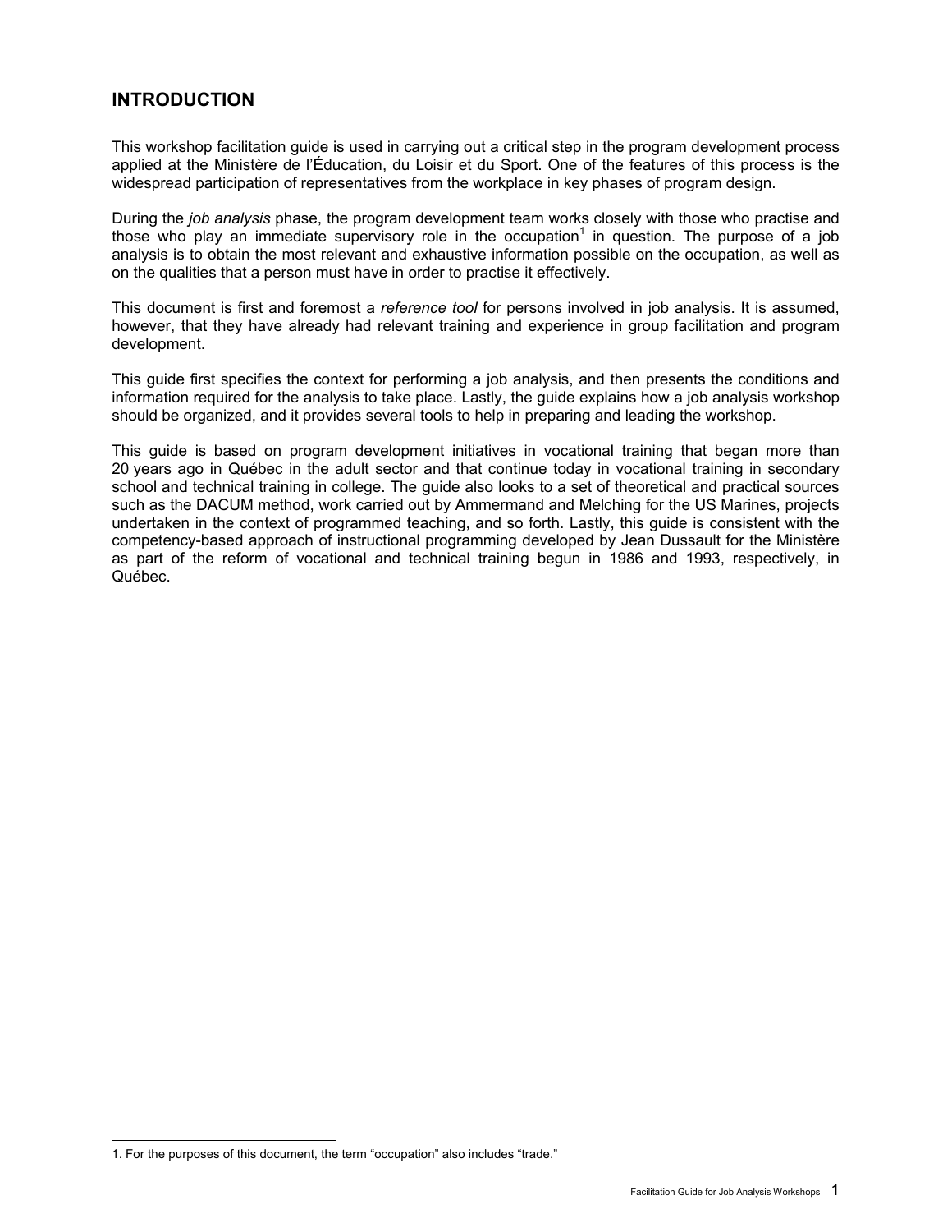## INTRODUCTION

This workshop facilitation guide is used in carrying out a critical step in the program development process applied at the Ministère de l'Éducation, du Loisir et du Sport. One of the features of this process is the widespread participation of representatives from the workplace in key phases of program design.

During the *job analysis* phase, the program development team works closely with those who practise and those who play an immediate supervisory role in the occupation[1] in question. The purpose of a job analysis is to obtain the most relevant and exhaustive information possible on the occupation, as well as on the qualities that a person must have in order to practise it effectively.

This document is first and foremost a *reference tool* for persons involved in job analysis. It is assumed, however, that they have already had relevant training and experience in group facilitation and program development.

This guide first specifies the context for performing a job analysis, and then presents the conditions and information required for the analysis to take place. Lastly, the guide explains how a job analysis workshop should be organized, and it provides several tools to help in preparing and leading the workshop.

This guide is based on program development initiatives in vocational training that began more than 20 years ago in Québec in the adult sector and that continue today in vocational training in secondary school and technical training in college. The guide also looks to a set of theoretical and practical sources such as the DACUM method, work carried out by Ammermand and Melching for the US Marines, projects undertaken in the context of programmed teaching, and so forth. Lastly, this guide is consistent with the competency-based approach of instructional programming developed by Jean Dussault for the Ministère as part of the reform of vocational and technical training begun in 1986 and 1993, respectively, in Québec.

---

1. For the purposes of this document, the term "occupation" also includes "trade."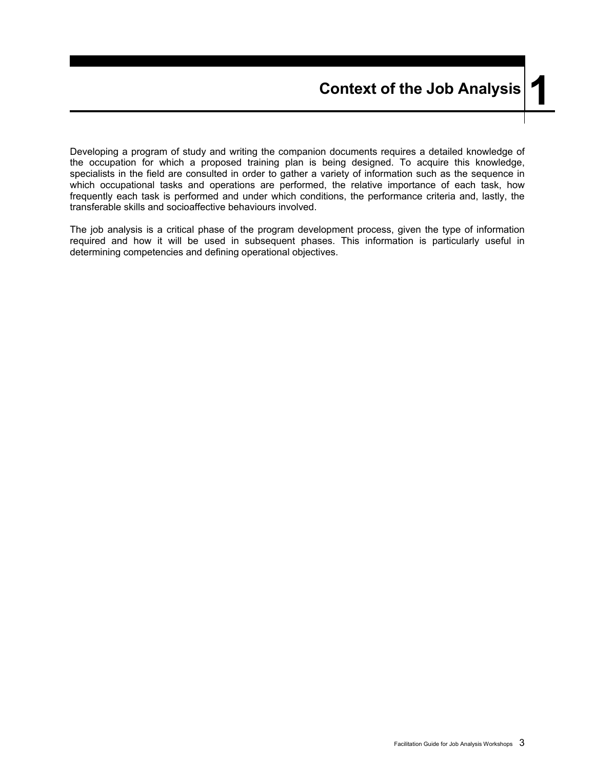# 1 Context of the Job Analysis

Developing a program of study and writing the companion documents requires a detailed knowledge of the occupation for which a proposed training plan is being designed. To acquire this knowledge, specialists in the field are consulted in order to gather a variety of information such as the sequence in which occupational tasks and operations are performed, the relative importance of each task, how frequently each task is performed and under which conditions, the performance criteria and, lastly, the transferable skills and socioaffective behaviours involved.

The job analysis is a critical phase of the program development process, given the type of information required and how it will be used in subsequent phases. This information is particularly useful in determining competencies and defining operational objectives.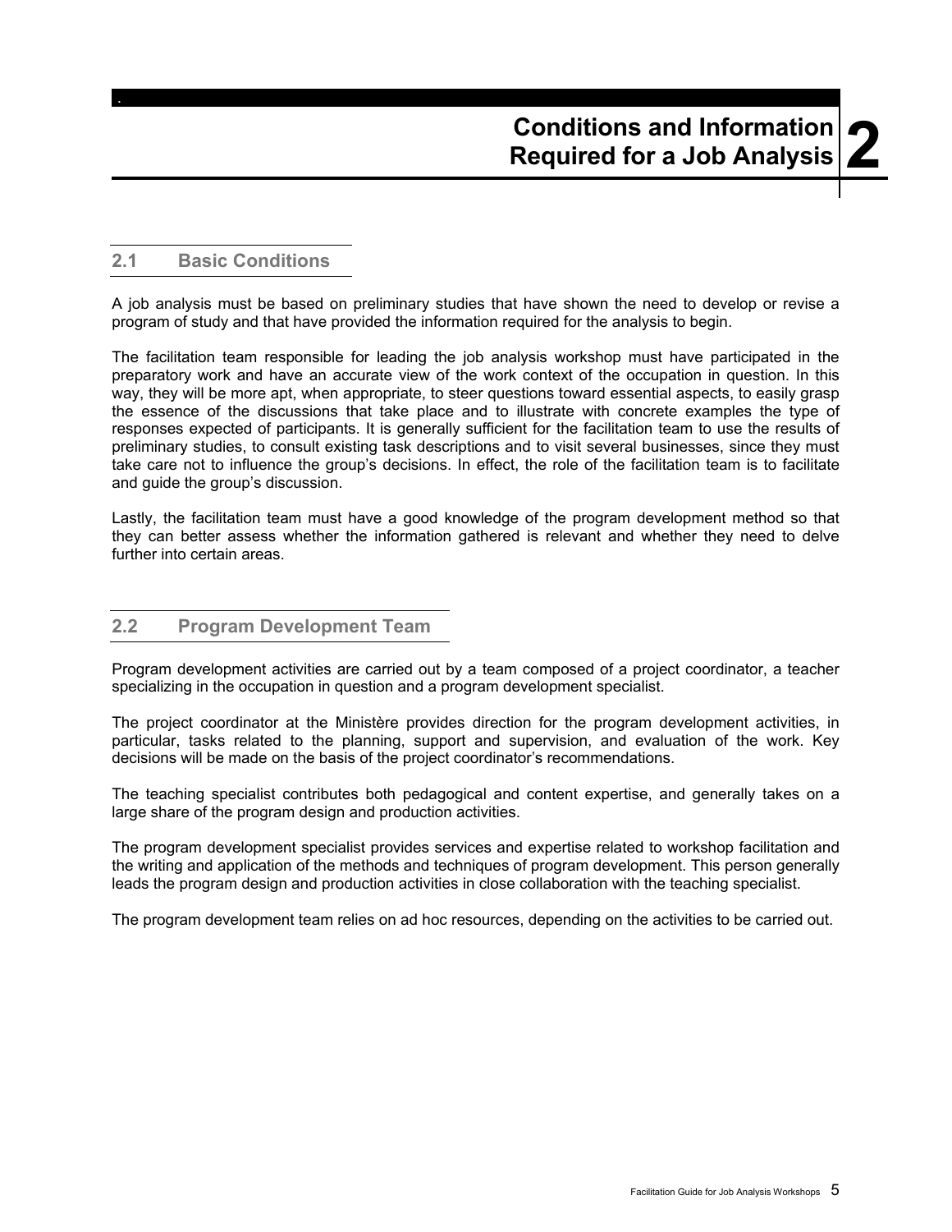# 2 Conditions and Information Required for a Job Analysis

## 2.1 Basic Conditions

A job analysis must be based on preliminary studies that have shown the need to develop or revise a program of study and that have provided the information required for the analysis to begin.

The facilitation team responsible for leading the job analysis workshop must have participated in the preparatory work and have an accurate view of the work context of the occupation in question. In this way, they will be more apt, when appropriate, to steer questions toward essential aspects, to easily grasp the essence of the discussions that take place and to illustrate with concrete examples the type of responses expected of participants. It is generally sufficient for the facilitation team to use the results of preliminary studies, to consult existing task descriptions and to visit several businesses, since they must take care not to influence the group's decisions. In effect, the role of the facilitation team is to facilitate and guide the group's discussion.

Lastly, the facilitation team must have a good knowledge of the program development method so that they can better assess whether the information gathered is relevant and whether they need to delve further into certain areas.

## 2.2 Program Development Team

Program development activities are carried out by a team composed of a project coordinator, a teacher specializing in the occupation in question and a program development specialist.

The project coordinator at the Ministère provides direction for the program development activities, in particular, tasks related to the planning, support and supervision, and evaluation of the work. Key decisions will be made on the basis of the project coordinator's recommendations.

The teaching specialist contributes both pedagogical and content expertise, and generally takes on a large share of the program design and production activities.

The program development specialist provides services and expertise related to workshop facilitation and the writing and application of the methods and techniques of program development. This person generally leads the program design and production activities in close collaboration with the teaching specialist.

The program development team relies on ad hoc resources, depending on the activities to be carried out.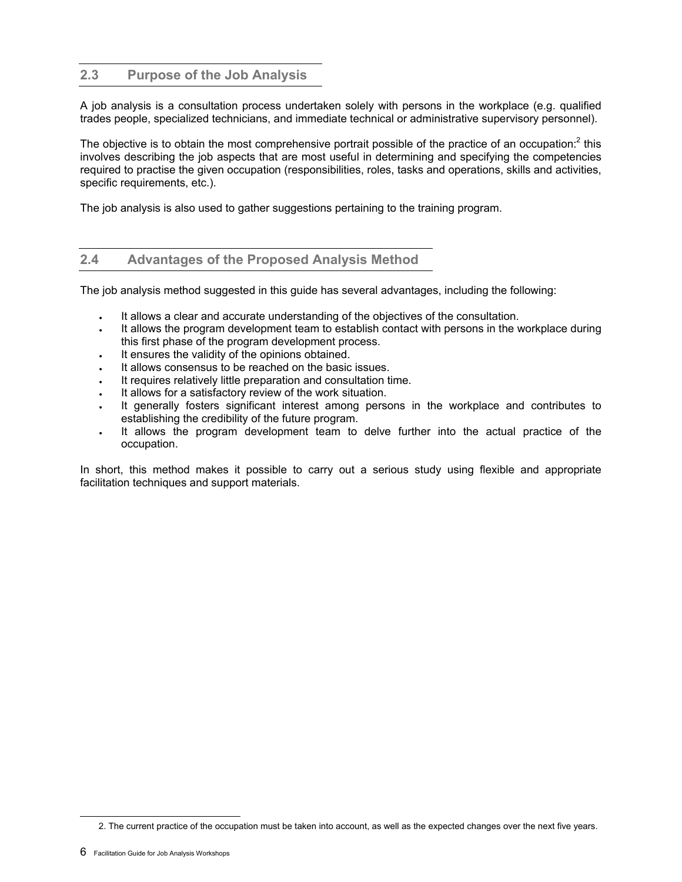## 2.3 Purpose of the Job Analysis

A job analysis is a consultation process undertaken solely with persons in the workplace (e.g. qualified trades people, specialized technicians, and immediate technical or administrative supervisory personnel).

The objective is to obtain the most comprehensive portrait possible of the practice of an occupation:[2] this involves describing the job aspects that are most useful in determining and specifying the competencies required to practise the given occupation (responsibilities, roles, tasks and operations, skills and activities, specific requirements, etc.).

The job analysis is also used to gather suggestions pertaining to the training program.

## 2.4 Advantages of the Proposed Analysis Method

The job analysis method suggested in this guide has several advantages, including the following:

- It allows a clear and accurate understanding of the objectives of the consultation.
- It allows the program development team to establish contact with persons in the workplace during this first phase of the program development process.
- It ensures the validity of the opinions obtained.
- It allows consensus to be reached on the basic issues.
- It requires relatively little preparation and consultation time.
- It allows for a satisfactory review of the work situation.
- It generally fosters significant interest among persons in the workplace and contributes to establishing the credibility of the future program.
- It allows the program development team to delve further into the actual practice of the occupation.

In short, this method makes it possible to carry out a serious study using flexible and appropriate facilitation techniques and support materials.

2. The current practice of the occupation must be taken into account, as well as the expected changes over the next five years.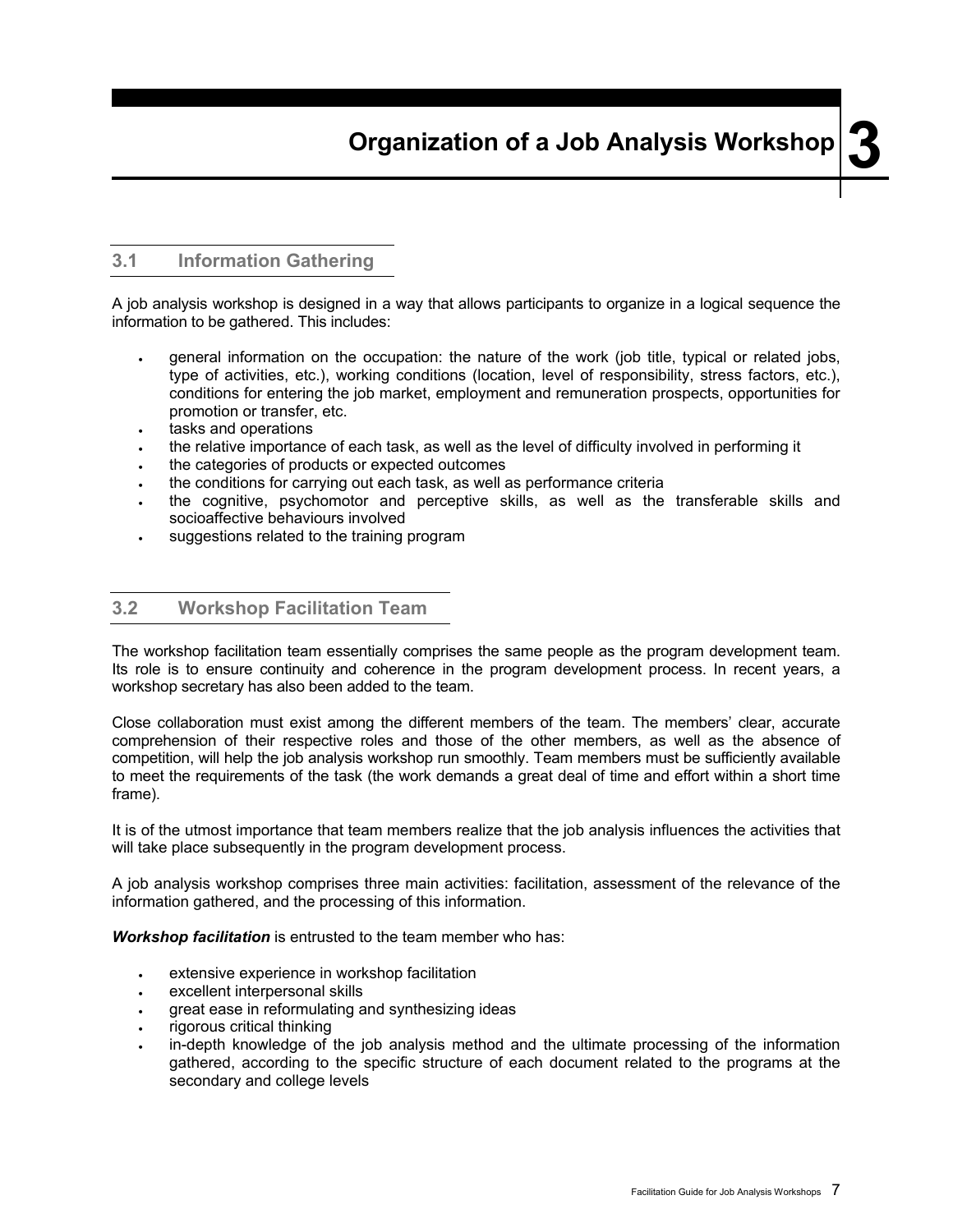# 3 Organization of a Job Analysis Workshop

## 3.1 Information Gathering

A job analysis workshop is designed in a way that allows participants to organize in a logical sequence the information to be gathered. This includes:

- general information on the occupation: the nature of the work (job title, typical or related jobs, type of activities, etc.), working conditions (location, level of responsibility, stress factors, etc.), conditions for entering the job market, employment and remuneration prospects, opportunities for promotion or transfer, etc.
- tasks and operations
- the relative importance of each task, as well as the level of difficulty involved in performing it
- the categories of products or expected outcomes
- the conditions for carrying out each task, as well as performance criteria
- the cognitive, psychomotor and perceptive skills, as well as the transferable skills and socioaffective behaviours involved
- suggestions related to the training program

## 3.2 Workshop Facilitation Team

The workshop facilitation team essentially comprises the same people as the program development team. Its role is to ensure continuity and coherence in the program development process. In recent years, a workshop secretary has also been added to the team.

Close collaboration must exist among the different members of the team. The members' clear, accurate comprehension of their respective roles and those of the other members, as well as the absence of competition, will help the job analysis workshop run smoothly. Team members must be sufficiently available to meet the requirements of the task (the work demands a great deal of time and effort within a short time frame).

It is of the utmost importance that team members realize that the job analysis influences the activities that will take place subsequently in the program development process.

A job analysis workshop comprises three main activities: facilitation, assessment of the relevance of the information gathered, and the processing of this information.

***Workshop facilitation*** is entrusted to the team member who has:

- extensive experience in workshop facilitation
- excellent interpersonal skills
- great ease in reformulating and synthesizing ideas
- rigorous critical thinking
- in-depth knowledge of the job analysis method and the ultimate processing of the information gathered, according to the specific structure of each document related to the programs at the secondary and college levels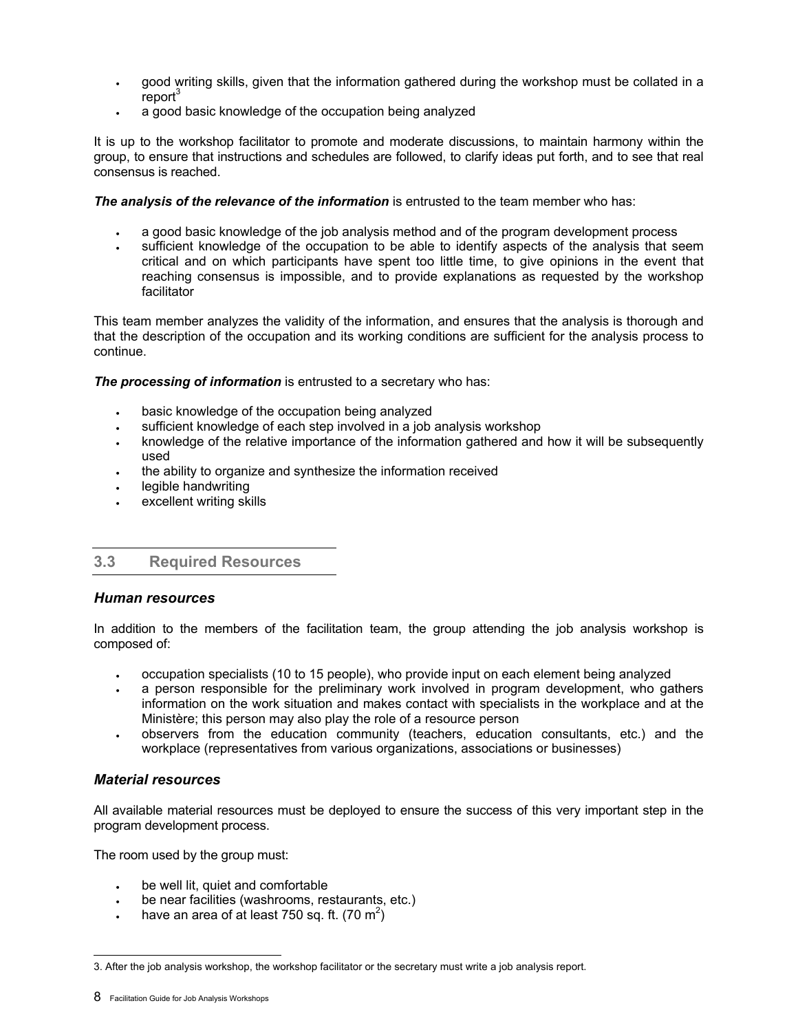- good writing skills, given that the information gathered during the workshop must be collated in a report[3]
- a good basic knowledge of the occupation being analyzed

It is up to the workshop facilitator to promote and moderate discussions, to maintain harmony within the group, to ensure that instructions and schedules are followed, to clarify ideas put forth, and to see that real consensus is reached.

***The analysis of the relevance of the information*** is entrusted to the team member who has:

- a good basic knowledge of the job analysis method and of the program development process
- sufficient knowledge of the occupation to be able to identify aspects of the analysis that seem critical and on which participants have spent too little time, to give opinions in the event that reaching consensus is impossible, and to provide explanations as requested by the workshop facilitator

This team member analyzes the validity of the information, and ensures that the analysis is thorough and that the description of the occupation and its working conditions are sufficient for the analysis process to continue.

***The processing of information*** is entrusted to a secretary who has:

- basic knowledge of the occupation being analyzed
- sufficient knowledge of each step involved in a job analysis workshop
- knowledge of the relative importance of the information gathered and how it will be subsequently used
- the ability to organize and synthesize the information received
- legible handwriting
- excellent writing skills

## 3.3 Required Resources

### *Human resources*

In addition to the members of the facilitation team, the group attending the job analysis workshop is composed of:

- occupation specialists (10 to 15 people), who provide input on each element being analyzed
- a person responsible for the preliminary work involved in program development, who gathers information on the work situation and makes contact with specialists in the workplace and at the Ministère; this person may also play the role of a resource person
- observers from the education community (teachers, education consultants, etc.) and the workplace (representatives from various organizations, associations or businesses)

### *Material resources*

All available material resources must be deployed to ensure the success of this very important step in the program development process.

The room used by the group must:

- be well lit, quiet and comfortable
- be near facilities (washrooms, restaurants, etc.)
- have an area of at least 750 sq. ft. (70 $m^2$)

3. After the job analysis workshop, the workshop facilitator or the secretary must write a job analysis report.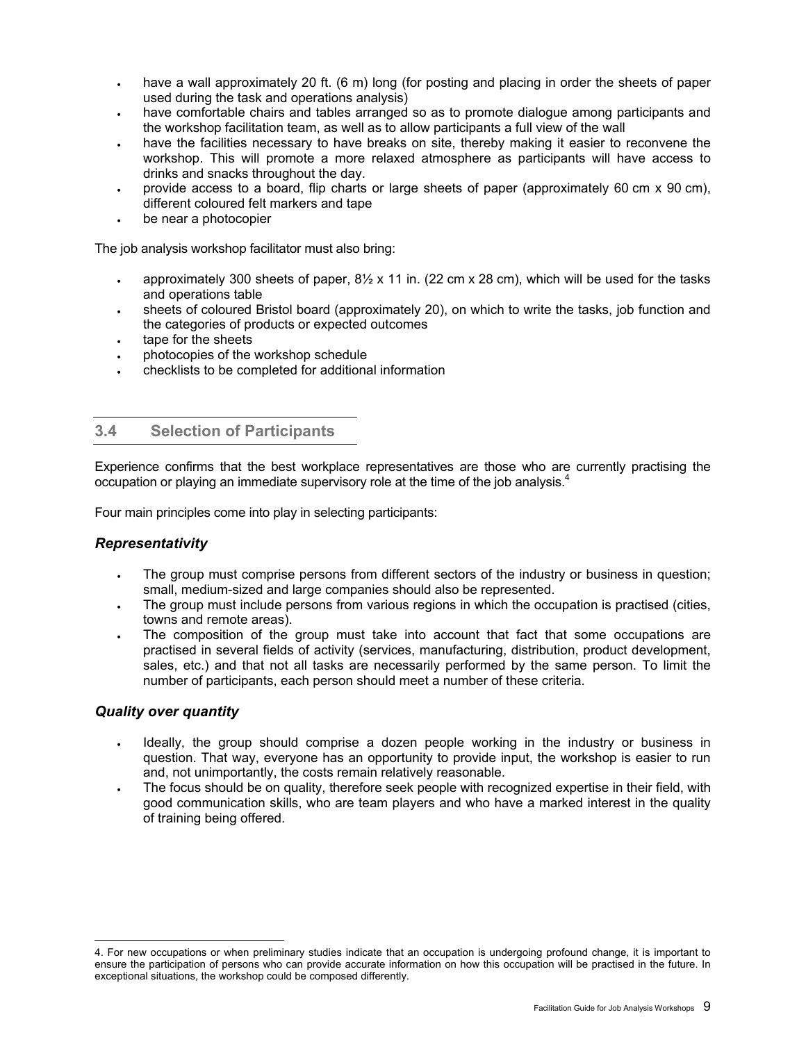- have a wall approximately 20 ft. (6 m) long (for posting and placing in order the sheets of paper used during the task and operations analysis)
- have comfortable chairs and tables arranged so as to promote dialogue among participants and the workshop facilitation team, as well as to allow participants a full view of the wall
- have the facilities necessary to have breaks on site, thereby making it easier to reconvene the workshop. This will promote a more relaxed atmosphere as participants will have access to drinks and snacks throughout the day.
- provide access to a board, flip charts or large sheets of paper (approximately 60 cm x 90 cm), different coloured felt markers and tape
- be near a photocopier

The job analysis workshop facilitator must also bring:

- approximately 300 sheets of paper, 8½ x 11 in. (22 cm x 28 cm), which will be used for the tasks and operations table
- sheets of coloured Bristol board (approximately 20), on which to write the tasks, job function and the categories of products or expected outcomes
- tape for the sheets
- photocopies of the workshop schedule
- checklists to be completed for additional information

## 3.4 Selection of Participants

Experience confirms that the best workplace representatives are those who are currently practising the occupation or playing an immediate supervisory role at the time of the job analysis.[4]

Four main principles come into play in selecting participants:

### *Representativity*

- The group must comprise persons from different sectors of the industry or business in question; small, medium-sized and large companies should also be represented.
- The group must include persons from various regions in which the occupation is practised (cities, towns and remote areas).
- The composition of the group must take into account that fact that some occupations are practised in several fields of activity (services, manufacturing, distribution, product development, sales, etc.) and that not all tasks are necessarily performed by the same person. To limit the number of participants, each person should meet a number of these criteria.

### *Quality over quantity*

- Ideally, the group should comprise a dozen people working in the industry or business in question. That way, everyone has an opportunity to provide input, the workshop is easier to run and, not unimportantly, the costs remain relatively reasonable.
- The focus should be on quality, therefore seek people with recognized expertise in their field, with good communication skills, who are team players and who have a marked interest in the quality of training being offered.

---

4. For new occupations or when preliminary studies indicate that an occupation is undergoing profound change, it is important to ensure the participation of persons who can provide accurate information on how this occupation will be practised in the future. In exceptional situations, the workshop could be composed differently.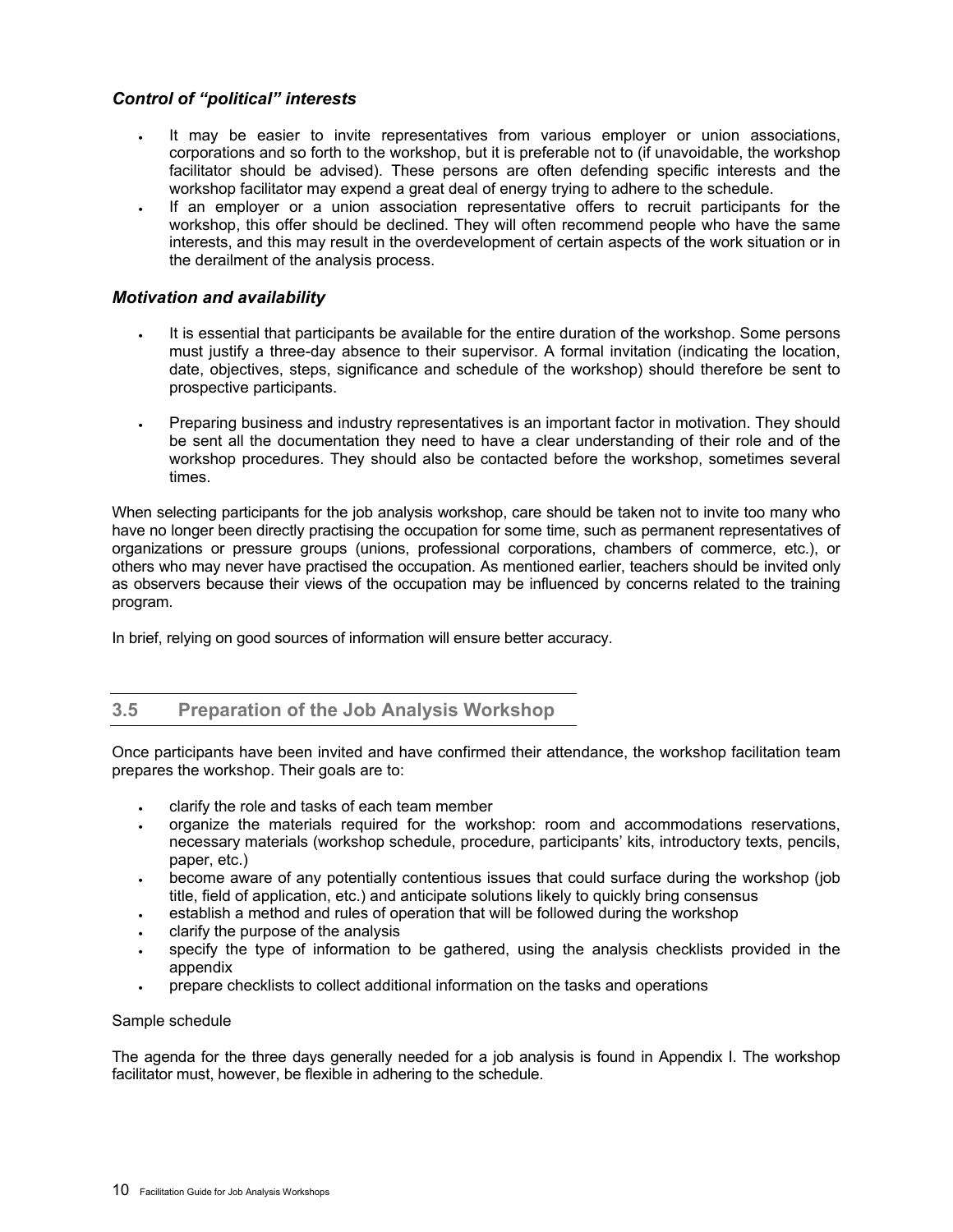### *Control of "political" interests*

- It may be easier to invite representatives from various employer or union associations, corporations and so forth to the workshop, but it is preferable not to (if unavoidable, the workshop facilitator should be advised). These persons are often defending specific interests and the workshop facilitator may expend a great deal of energy trying to adhere to the schedule.
- If an employer or a union association representative offers to recruit participants for the workshop, this offer should be declined. They will often recommend people who have the same interests, and this may result in the overdevelopment of certain aspects of the work situation or in the derailment of the analysis process.

### *Motivation and availability*

- It is essential that participants be available for the entire duration of the workshop. Some persons must justify a three-day absence to their supervisor. A formal invitation (indicating the location, date, objectives, steps, significance and schedule of the workshop) should therefore be sent to prospective participants.
- Preparing business and industry representatives is an important factor in motivation. They should be sent all the documentation they need to have a clear understanding of their role and of the workshop procedures. They should also be contacted before the workshop, sometimes several times.

When selecting participants for the job analysis workshop, care should be taken not to invite too many who have no longer been directly practising the occupation for some time, such as permanent representatives of organizations or pressure groups (unions, professional corporations, chambers of commerce, etc.), or others who may never have practised the occupation. As mentioned earlier, teachers should be invited only as observers because their views of the occupation may be influenced by concerns related to the training program.

In brief, relying on good sources of information will ensure better accuracy.

## 3.5 Preparation of the Job Analysis Workshop

Once participants have been invited and have confirmed their attendance, the workshop facilitation team prepares the workshop. Their goals are to:

- clarify the role and tasks of each team member
- organize the materials required for the workshop: room and accommodations reservations, necessary materials (workshop schedule, procedure, participants' kits, introductory texts, pencils, paper, etc.)
- become aware of any potentially contentious issues that could surface during the workshop (job title, field of application, etc.) and anticipate solutions likely to quickly bring consensus
- establish a method and rules of operation that will be followed during the workshop
- clarify the purpose of the analysis
- specify the type of information to be gathered, using the analysis checklists provided in the appendix
- prepare checklists to collect additional information on the tasks and operations

Sample schedule

The agenda for the three days generally needed for a job analysis is found in Appendix I. The workshop facilitator must, however, be flexible in adhering to the schedule.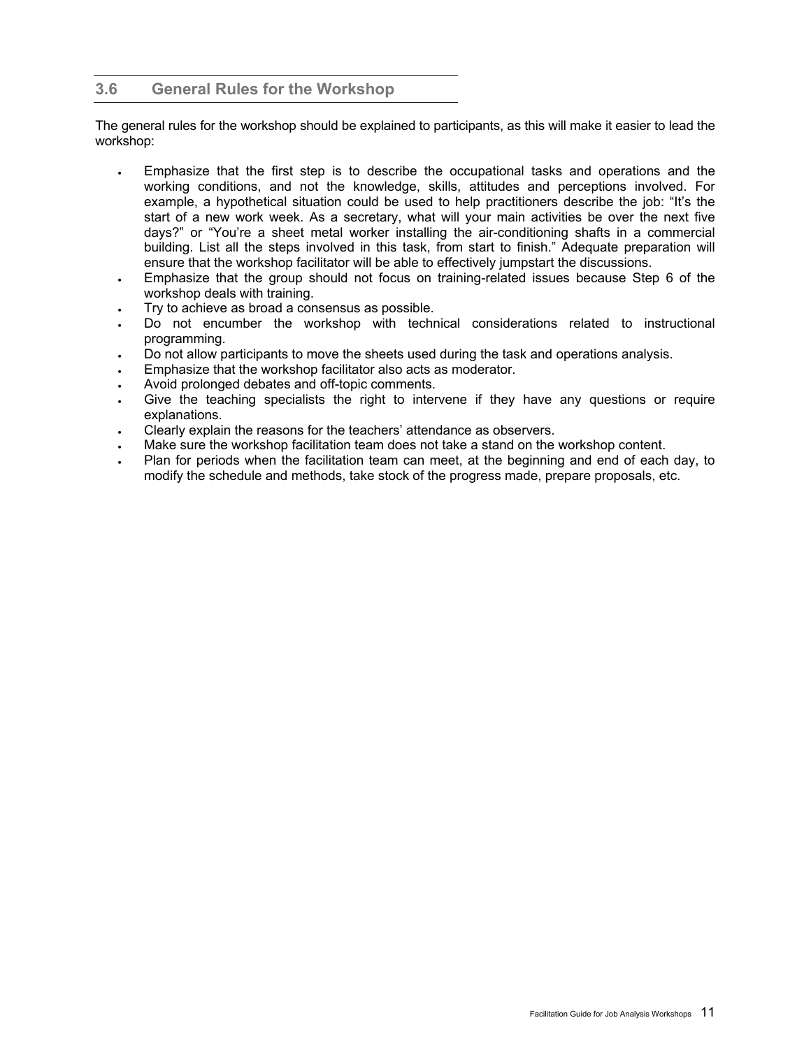## 3.6 General Rules for the Workshop

The general rules for the workshop should be explained to participants, as this will make it easier to lead the workshop:

- Emphasize that the first step is to describe the occupational tasks and operations and the working conditions, and not the knowledge, skills, attitudes and perceptions involved. For example, a hypothetical situation could be used to help practitioners describe the job: "It's the start of a new work week. As a secretary, what will your main activities be over the next five days?" or "You're a sheet metal worker installing the air-conditioning shafts in a commercial building. List all the steps involved in this task, from start to finish." Adequate preparation will ensure that the workshop facilitator will be able to effectively jumpstart the discussions.
- Emphasize that the group should not focus on training-related issues because Step 6 of the workshop deals with training.
- Try to achieve as broad a consensus as possible.
- Do not encumber the workshop with technical considerations related to instructional programming.
- Do not allow participants to move the sheets used during the task and operations analysis.
- Emphasize that the workshop facilitator also acts as moderator.
- Avoid prolonged debates and off-topic comments.
- Give the teaching specialists the right to intervene if they have any questions or require explanations.
- Clearly explain the reasons for the teachers' attendance as observers.
- Make sure the workshop facilitation team does not take a stand on the workshop content.
- Plan for periods when the facilitation team can meet, at the beginning and end of each day, to modify the schedule and methods, take stock of the progress made, prepare proposals, etc.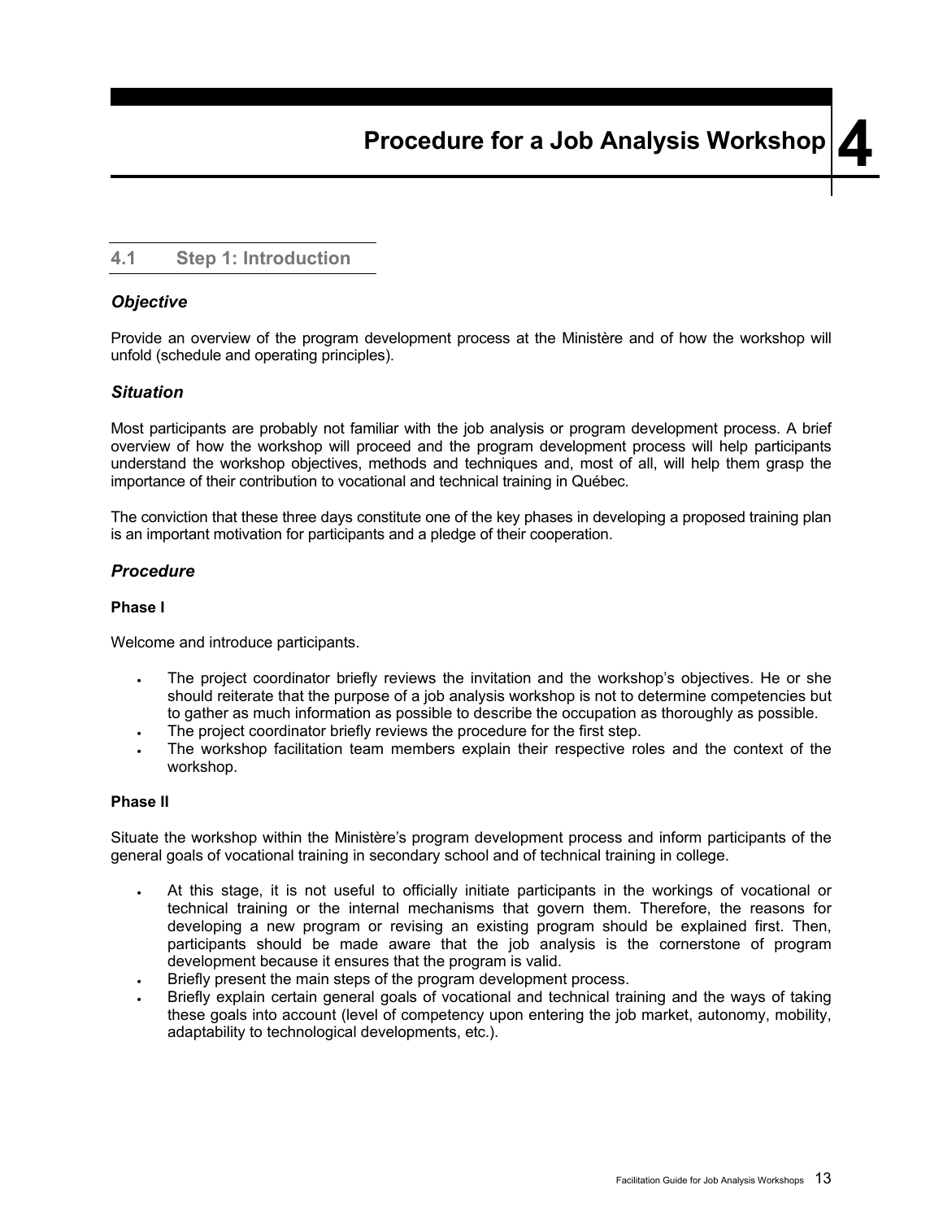# Procedure for a Job Analysis Workshop 4

## 4.1 Step 1: Introduction

### *Objective*

Provide an overview of the program development process at the Ministère and of how the workshop will unfold (schedule and operating principles).

### *Situation*

Most participants are probably not familiar with the job analysis or program development process. A brief overview of how the workshop will proceed and the program development process will help participants understand the workshop objectives, methods and techniques and, most of all, will help them grasp the importance of their contribution to vocational and technical training in Québec.

The conviction that these three days constitute one of the key phases in developing a proposed training plan is an important motivation for participants and a pledge of their cooperation.

### *Procedure*

**Phase I**

Welcome and introduce participants.

- The project coordinator briefly reviews the invitation and the workshop's objectives. He or she should reiterate that the purpose of a job analysis workshop is not to determine competencies but to gather as much information as possible to describe the occupation as thoroughly as possible.
- The project coordinator briefly reviews the procedure for the first step.
- The workshop facilitation team members explain their respective roles and the context of the workshop.

**Phase II**

Situate the workshop within the Ministère's program development process and inform participants of the general goals of vocational training in secondary school and of technical training in college.

- At this stage, it is not useful to officially initiate participants in the workings of vocational or technical training or the internal mechanisms that govern them. Therefore, the reasons for developing a new program or revising an existing program should be explained first. Then, participants should be made aware that the job analysis is the cornerstone of program development because it ensures that the program is valid.
- Briefly present the main steps of the program development process.
- Briefly explain certain general goals of vocational and technical training and the ways of taking these goals into account (level of competency upon entering the job market, autonomy, mobility, adaptability to technological developments, etc.).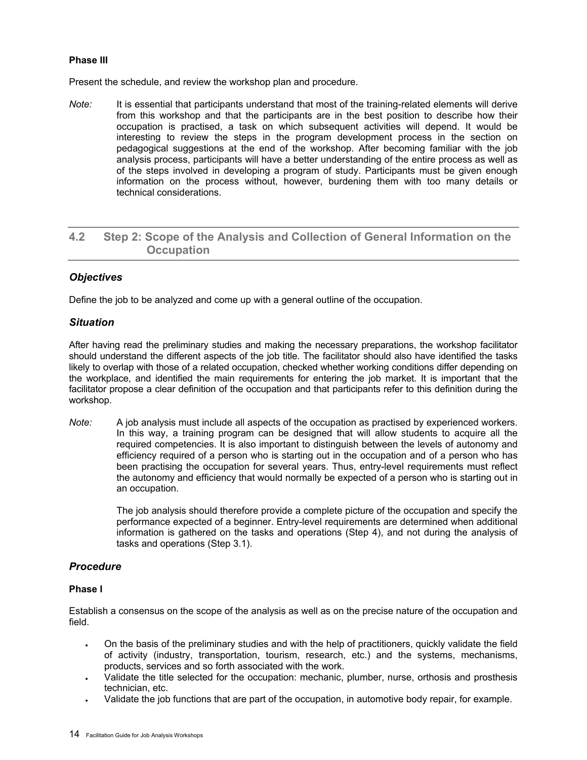**Phase III**

Present the schedule, and review the workshop plan and procedure.

*Note:* It is essential that participants understand that most of the training-related elements will derive from this workshop and that the participants are in the best position to describe how their occupation is practised, a task on which subsequent activities will depend. It would be interesting to review the steps in the program development process in the section on pedagogical suggestions at the end of the workshop. After becoming familiar with the job analysis process, participants will have a better understanding of the entire process as well as of the steps involved in developing a program of study. Participants must be given enough information on the process without, however, burdening them with too many details or technical considerations.

## 4.2 Step 2: Scope of the Analysis and Collection of General Information on the Occupation

### *Objectives*

Define the job to be analyzed and come up with a general outline of the occupation.

### *Situation*

After having read the preliminary studies and making the necessary preparations, the workshop facilitator should understand the different aspects of the job title. The facilitator should also have identified the tasks likely to overlap with those of a related occupation, checked whether working conditions differ depending on the workplace, and identified the main requirements for entering the job market. It is important that the facilitator propose a clear definition of the occupation and that participants refer to this definition during the workshop.

*Note:* A job analysis must include all aspects of the occupation as practised by experienced workers. In this way, a training program can be designed that will allow students to acquire all the required competencies. It is also important to distinguish between the levels of autonomy and efficiency required of a person who is starting out in the occupation and of a person who has been practising the occupation for several years. Thus, entry-level requirements must reflect the autonomy and efficiency that would normally be expected of a person who is starting out in an occupation.

The job analysis should therefore provide a complete picture of the occupation and specify the performance expected of a beginner. Entry-level requirements are determined when additional information is gathered on the tasks and operations (Step 4), and not during the analysis of tasks and operations (Step 3.1).

### *Procedure*

**Phase I**

Establish a consensus on the scope of the analysis as well as on the precise nature of the occupation and field.

- On the basis of the preliminary studies and with the help of practitioners, quickly validate the field of activity (industry, transportation, tourism, research, etc.) and the systems, mechanisms, products, services and so forth associated with the work.
- Validate the title selected for the occupation: mechanic, plumber, nurse, orthosis and prosthesis technician, etc.
- Validate the job functions that are part of the occupation, in automotive body repair, for example.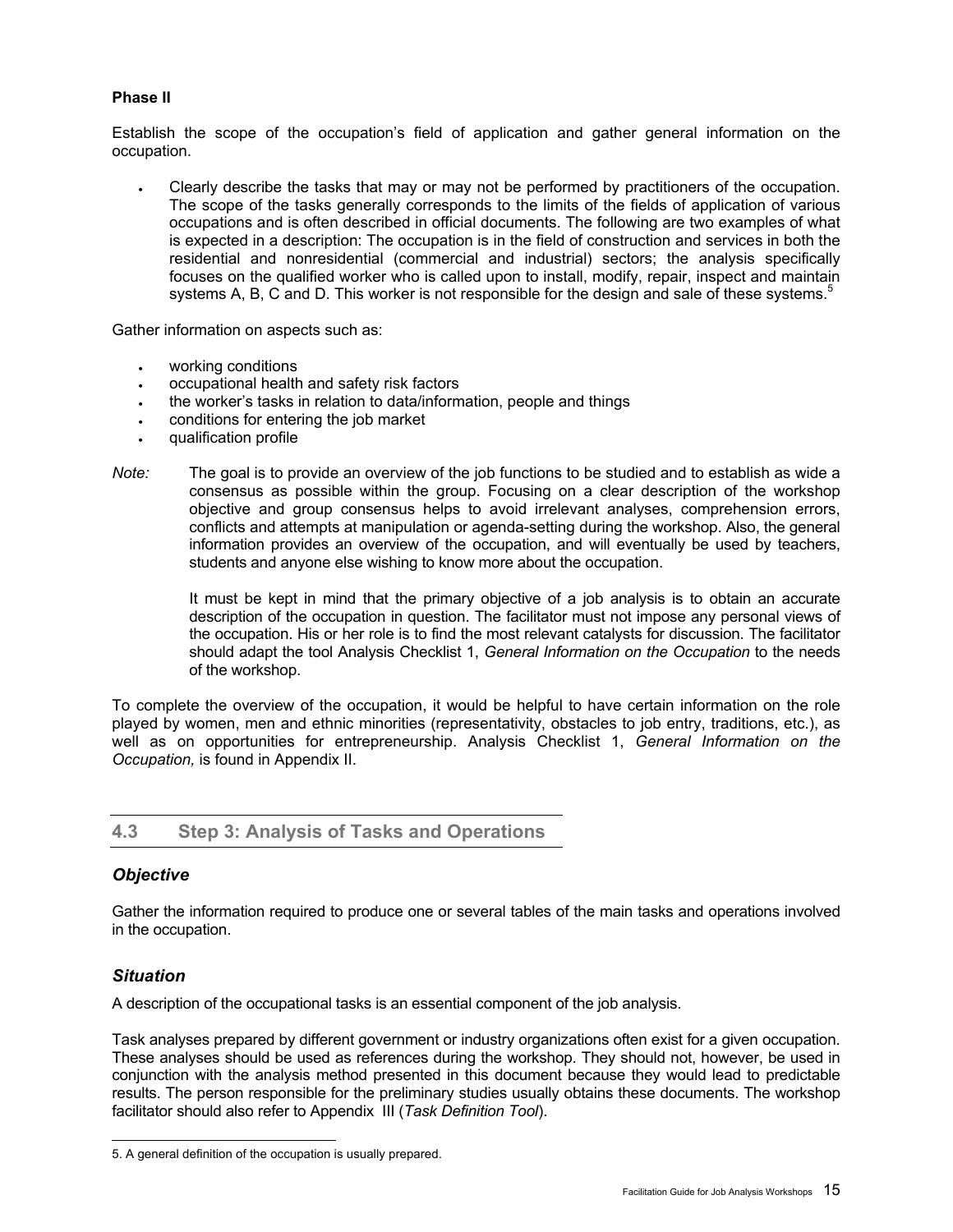**Phase II**

Establish the scope of the occupation's field of application and gather general information on the occupation.

- Clearly describe the tasks that may or may not be performed by practitioners of the occupation. The scope of the tasks generally corresponds to the limits of the fields of application of various occupations and is often described in official documents. The following are two examples of what is expected in a description: The occupation is in the field of construction and services in both the residential and nonresidential (commercial and industrial) sectors; the analysis specifically focuses on the qualified worker who is called upon to install, modify, repair, inspect and maintain systems A, B, C and D. This worker is not responsible for the design and sale of these systems.[5]

Gather information on aspects such as:

- working conditions
- occupational health and safety risk factors
- the worker's tasks in relation to data/information, people and things
- conditions for entering the job market
- qualification profile

*Note:* The goal is to provide an overview of the job functions to be studied and to establish as wide a consensus as possible within the group. Focusing on a clear description of the workshop objective and group consensus helps to avoid irrelevant analyses, comprehension errors, conflicts and attempts at manipulation or agenda-setting during the workshop. Also, the general information provides an overview of the occupation, and will eventually be used by teachers, students and anyone else wishing to know more about the occupation.

It must be kept in mind that the primary objective of a job analysis is to obtain an accurate description of the occupation in question. The facilitator must not impose any personal views of the occupation. His or her role is to find the most relevant catalysts for discussion. The facilitator should adapt the tool Analysis Checklist 1, *General Information on the Occupation* to the needs of the workshop.

To complete the overview of the occupation, it would be helpful to have certain information on the role played by women, men and ethnic minorities (representativity, obstacles to job entry, traditions, etc.), as well as on opportunities for entrepreneurship. Analysis Checklist 1, *General Information on the Occupation,* is found in Appendix II.

## 4.3 Step 3: Analysis of Tasks and Operations

### *Objective*

Gather the information required to produce one or several tables of the main tasks and operations involved in the occupation.

### *Situation*

A description of the occupational tasks is an essential component of the job analysis.

Task analyses prepared by different government or industry organizations often exist for a given occupation. These analyses should be used as references during the workshop. They should not, however, be used in conjunction with the analysis method presented in this document because they would lead to predictable results. The person responsible for the preliminary studies usually obtains these documents. The workshop facilitator should also refer to Appendix III (*Task Definition Tool*).

---

5. A general definition of the occupation is usually prepared.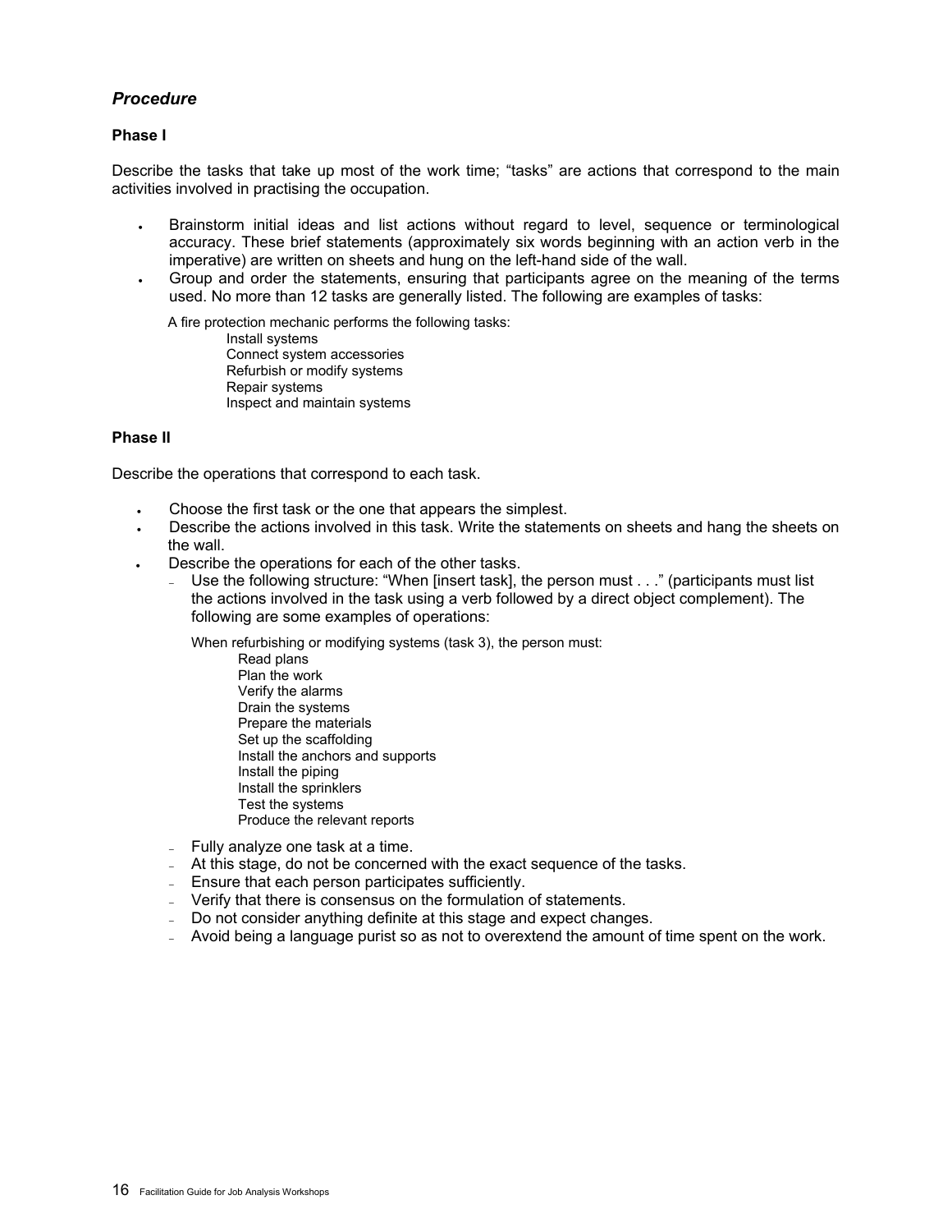## *Procedure*

### Phase I

Describe the tasks that take up most of the work time; “tasks” are actions that correspond to the main activities involved in practising the occupation.

- Brainstorm initial ideas and list actions without regard to level, sequence or terminological accuracy. These brief statements (approximately six words beginning with an action verb in the imperative) are written on sheets and hung on the left-hand side of the wall.
- Group and order the statements, ensuring that participants agree on the meaning of the terms used. No more than 12 tasks are generally listed. The following are examples of tasks:

  A fire protection mechanic performs the following tasks:

  Install systems
  Connect system accessories
  Refurbish or modify systems
  Repair systems
  Inspect and maintain systems

### Phase II

Describe the operations that correspond to each task.

- Choose the first task or the one that appears the simplest.
- Describe the actions involved in this task. Write the statements on sheets and hang the sheets on the wall.
- Describe the operations for each of the other tasks.
  - Use the following structure: “When [insert task], the person must . . .” (participants must list the actions involved in the task using a verb followed by a direct object complement). The following are some examples of operations:

    When refurbishing or modifying systems (task 3), the person must:

    Read plans
    Plan the work
    Verify the alarms
    Drain the systems
    Prepare the materials
    Set up the scaffolding
    Install the anchors and supports
    Install the piping
    Install the sprinklers
    Test the systems
    Produce the relevant reports

  - Fully analyze one task at a time.
  - At this stage, do not be concerned with the exact sequence of the tasks.
  - Ensure that each person participates sufficiently.
  - Verify that there is consensus on the formulation of statements.
  - Do not consider anything definite at this stage and expect changes.
  - Avoid being a language purist so as not to overextend the amount of time spent on the work.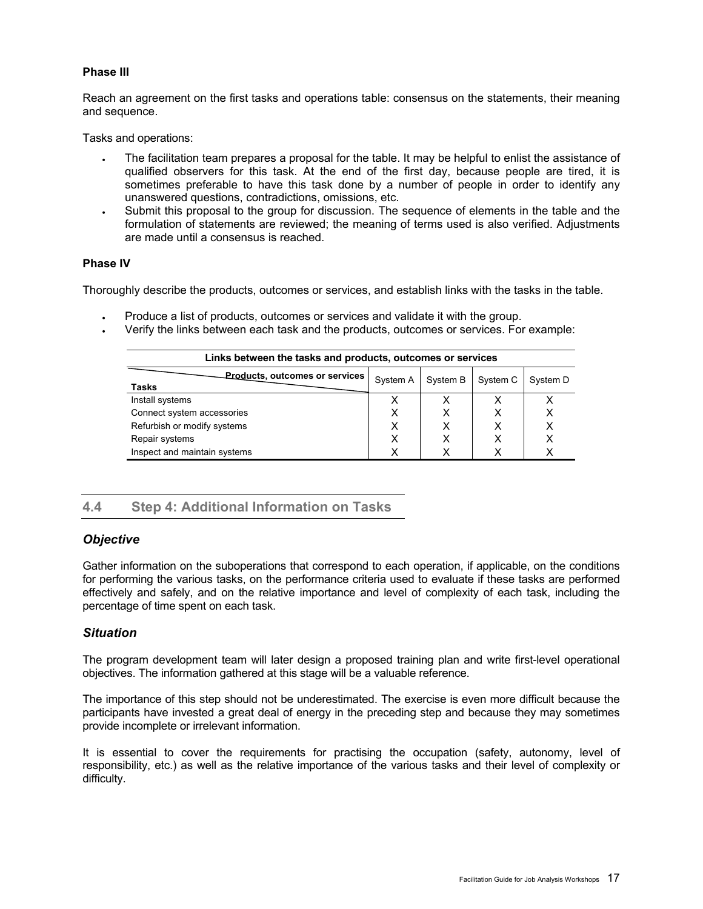**Phase III**

Reach an agreement on the first tasks and operations table: consensus on the statements, their meaning and sequence.

Tasks and operations:

- The facilitation team prepares a proposal for the table. It may be helpful to enlist the assistance of qualified observers for this task. At the end of the first day, because people are tired, it is sometimes preferable to have this task done by a number of people in order to identify any unanswered questions, contradictions, omissions, etc.
- Submit this proposal to the group for discussion. The sequence of elements in the table and the formulation of statements are reviewed; the meaning of terms used is also verified. Adjustments are made until a consensus is reached.

**Phase IV**

Thoroughly describe the products, outcomes or services, and establish links with the tasks in the table.

- Produce a list of products, outcomes or services and validate it with the group.
- Verify the links between each task and the products, outcomes or services. For example:

**Links between the tasks and products, outcomes or services**

| Tasks \ Products, outcomes or services | System A | System B | System C | System D |
|---|---|---|---|---|
| Install systems | X | X | X | X |
| Connect system accessories | X | X | X | X |
| Refurbish or modify systems | X | X | X | X |
| Repair systems | X | X | X | X |
| Inspect and maintain systems | X | X | X | X |

## 4.4 Step 4: Additional Information on Tasks

### *Objective*

Gather information on the suboperations that correspond to each operation, if applicable, on the conditions for performing the various tasks, on the performance criteria used to evaluate if these tasks are performed effectively and safely, and on the relative importance and level of complexity of each task, including the percentage of time spent on each task.

### *Situation*

The program development team will later design a proposed training plan and write first-level operational objectives. The information gathered at this stage will be a valuable reference.

The importance of this step should not be underestimated. The exercise is even more difficult because the participants have invested a great deal of energy in the preceding step and because they may sometimes provide incomplete or irrelevant information.

It is essential to cover the requirements for practising the occupation (safety, autonomy, level of responsibility, etc.) as well as the relative importance of the various tasks and their level of complexity or difficulty.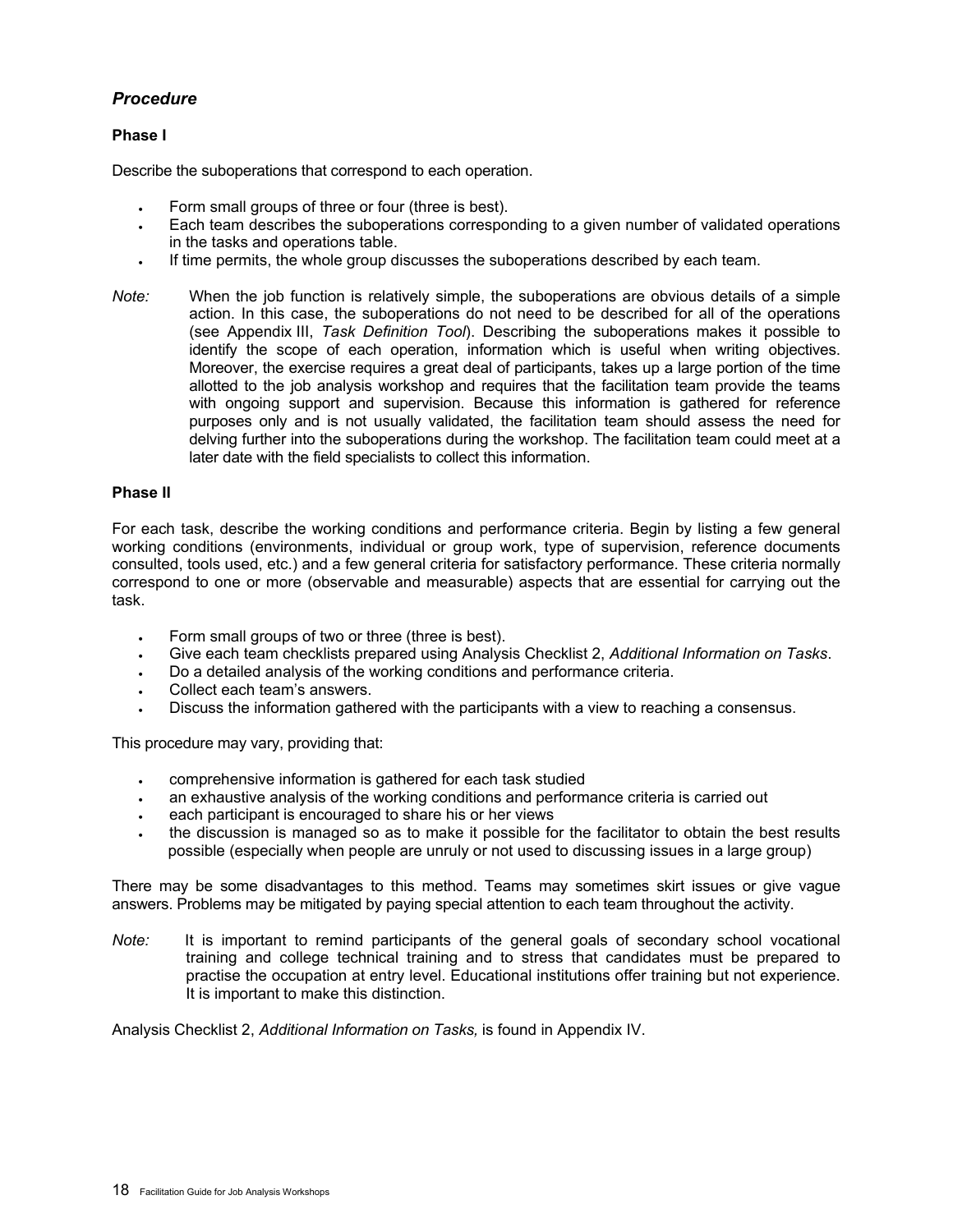## *Procedure*

### Phase I

Describe the suboperations that correspond to each operation.

- Form small groups of three or four (three is best).
- Each team describes the suboperations corresponding to a given number of validated operations in the tasks and operations table.
- If time permits, the whole group discusses the suboperations described by each team.

*Note:* When the job function is relatively simple, the suboperations are obvious details of a simple action. In this case, the suboperations do not need to be described for all of the operations (see Appendix III, *Task Definition Tool*). Describing the suboperations makes it possible to identify the scope of each operation, information which is useful when writing objectives. Moreover, the exercise requires a great deal of participants, takes up a large portion of the time allotted to the job analysis workshop and requires that the facilitation team provide the teams with ongoing support and supervision. Because this information is gathered for reference purposes only and is not usually validated, the facilitation team should assess the need for delving further into the suboperations during the workshop. The facilitation team could meet at a later date with the field specialists to collect this information.

### Phase II

For each task, describe the working conditions and performance criteria. Begin by listing a few general working conditions (environments, individual or group work, type of supervision, reference documents consulted, tools used, etc.) and a few general criteria for satisfactory performance. These criteria normally correspond to one or more (observable and measurable) aspects that are essential for carrying out the task.

- Form small groups of two or three (three is best).
- Give each team checklists prepared using Analysis Checklist 2, *Additional Information on Tasks*.
- Do a detailed analysis of the working conditions and performance criteria.
- Collect each team's answers.
- Discuss the information gathered with the participants with a view to reaching a consensus.

This procedure may vary, providing that:

- comprehensive information is gathered for each task studied
- an exhaustive analysis of the working conditions and performance criteria is carried out
- each participant is encouraged to share his or her views
- the discussion is managed so as to make it possible for the facilitator to obtain the best results possible (especially when people are unruly or not used to discussing issues in a large group)

There may be some disadvantages to this method. Teams may sometimes skirt issues or give vague answers. Problems may be mitigated by paying special attention to each team throughout the activity.

*Note:* It is important to remind participants of the general goals of secondary school vocational training and college technical training and to stress that candidates must be prepared to practise the occupation at entry level. Educational institutions offer training but not experience. It is important to make this distinction.

Analysis Checklist 2, *Additional Information on Tasks,* is found in Appendix IV.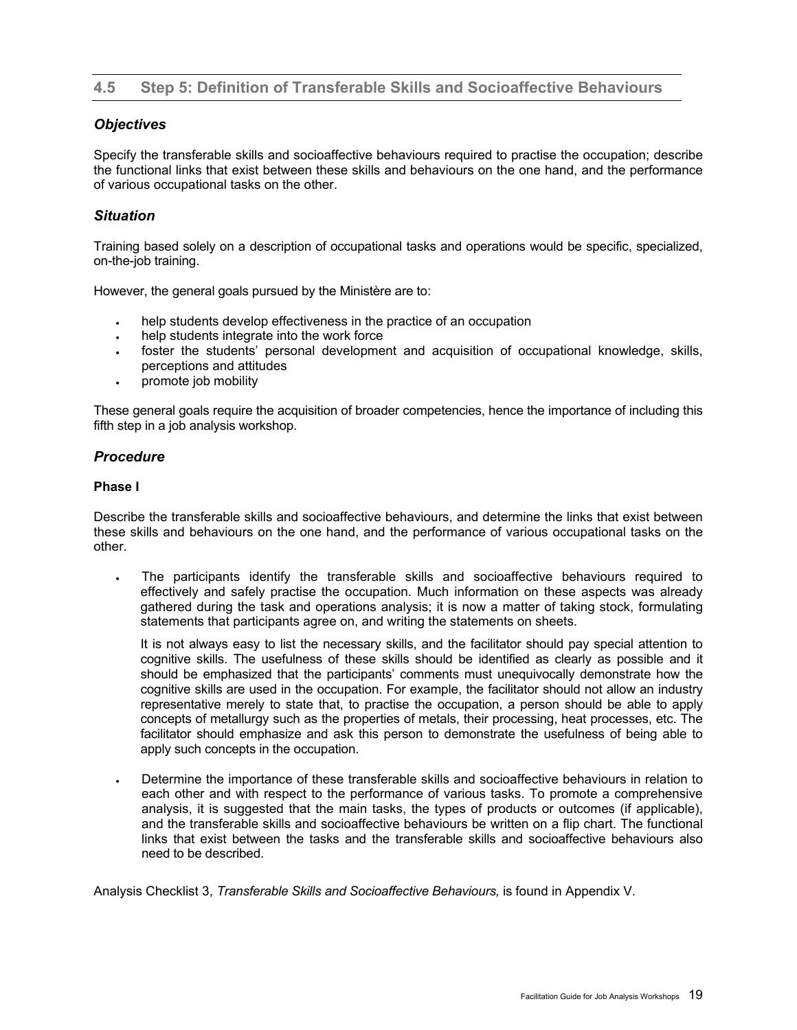## 4.5 Step 5: Definition of Transferable Skills and Socioaffective Behaviours

### *Objectives*

Specify the transferable skills and socioaffective behaviours required to practise the occupation; describe the functional links that exist between these skills and behaviours on the one hand, and the performance of various occupational tasks on the other.

### *Situation*

Training based solely on a description of occupational tasks and operations would be specific, specialized, on-the-job training.

However, the general goals pursued by the Ministère are to:

- help students develop effectiveness in the practice of an occupation
- help students integrate into the work force
- foster the students' personal development and acquisition of occupational knowledge, skills, perceptions and attitudes
- promote job mobility

These general goals require the acquisition of broader competencies, hence the importance of including this fifth step in a job analysis workshop.

### *Procedure*

#### Phase I

Describe the transferable skills and socioaffective behaviours, and determine the links that exist between these skills and behaviours on the one hand, and the performance of various occupational tasks on the other.

- The participants identify the transferable skills and socioaffective behaviours required to effectively and safely practise the occupation. Much information on these aspects was already gathered during the task and operations analysis; it is now a matter of taking stock, formulating statements that participants agree on, and writing the statements on sheets.

  It is not always easy to list the necessary skills, and the facilitator should pay special attention to cognitive skills. The usefulness of these skills should be identified as clearly as possible and it should be emphasized that the participants' comments must unequivocally demonstrate how the cognitive skills are used in the occupation. For example, the facilitator should not allow an industry representative merely to state that, to practise the occupation, a person should be able to apply concepts of metallurgy such as the properties of metals, their processing, heat processes, etc. The facilitator should emphasize and ask this person to demonstrate the usefulness of being able to apply such concepts in the occupation.

- Determine the importance of these transferable skills and socioaffective behaviours in relation to each other and with respect to the performance of various tasks. To promote a comprehensive analysis, it is suggested that the main tasks, the types of products or outcomes (if applicable), and the transferable skills and socioaffective behaviours be written on a flip chart. The functional links that exist between the tasks and the transferable skills and socioaffective behaviours also need to be described.

Analysis Checklist 3, *Transferable Skills and Socioaffective Behaviours,* is found in Appendix V.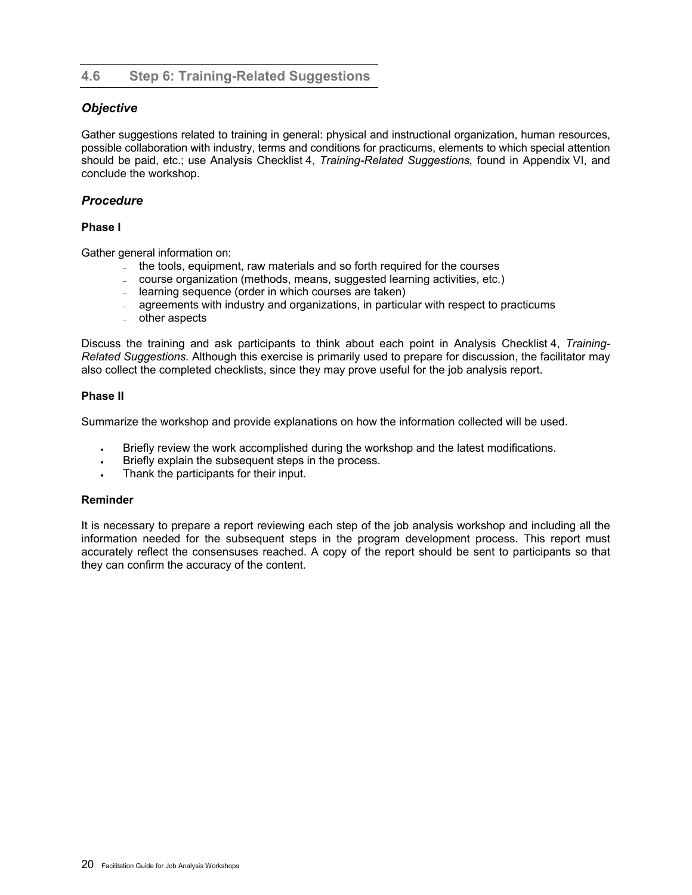## 4.6 Step 6: Training-Related Suggestions

### *Objective*

Gather suggestions related to training in general: physical and instructional organization, human resources, possible collaboration with industry, terms and conditions for practicums, elements to which special attention should be paid, etc.; use Analysis Checklist 4, *Training-Related Suggestions,* found in Appendix VI, and conclude the workshop.

### *Procedure*

**Phase I**

Gather general information on:

- the tools, equipment, raw materials and so forth required for the courses
- course organization (methods, means, suggested learning activities, etc.)
- learning sequence (order in which courses are taken)
- agreements with industry and organizations, in particular with respect to practicums
- other aspects

Discuss the training and ask participants to think about each point in Analysis Checklist 4, *Training-Related Suggestions.* Although this exercise is primarily used to prepare for discussion, the facilitator may also collect the completed checklists, since they may prove useful for the job analysis report.

**Phase II**

Summarize the workshop and provide explanations on how the information collected will be used.

- Briefly review the work accomplished during the workshop and the latest modifications.
- Briefly explain the subsequent steps in the process.
- Thank the participants for their input.

**Reminder**

It is necessary to prepare a report reviewing each step of the job analysis workshop and including all the information needed for the subsequent steps in the program development process. This report must accurately reflect the consensuses reached. A copy of the report should be sent to participants so that they can confirm the accuracy of the content.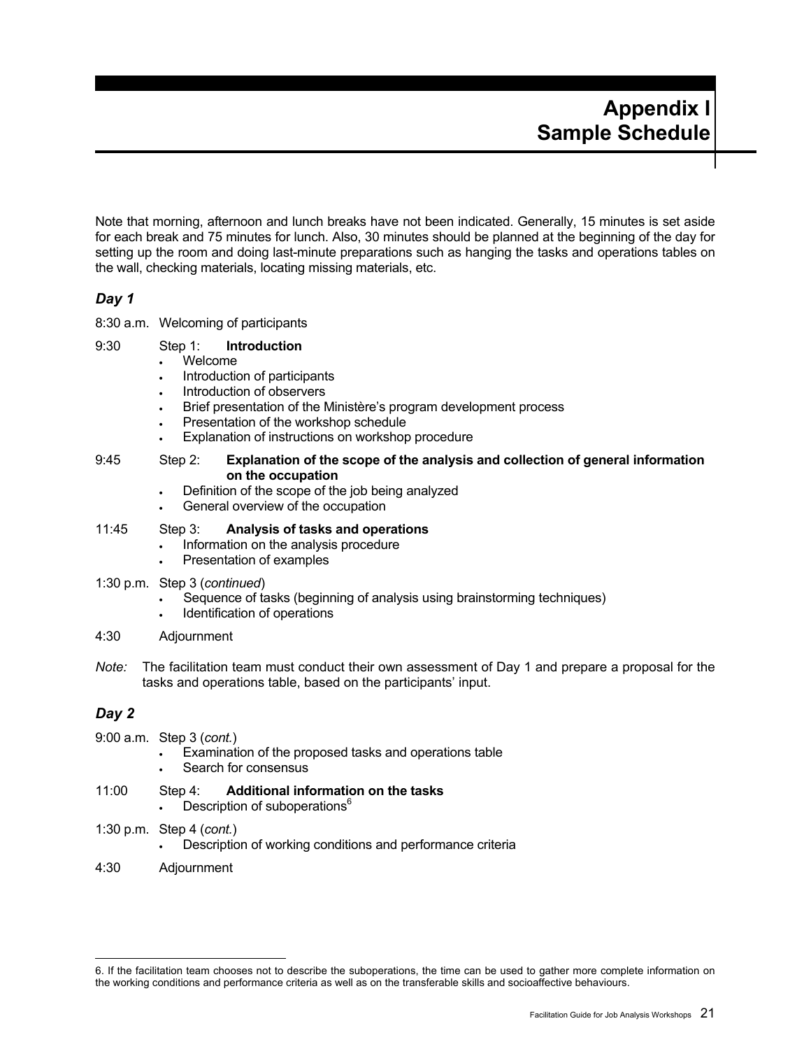# Appendix I
# Sample Schedule

Note that morning, afternoon and lunch breaks have not been indicated. Generally, 15 minutes is set aside for each break and 75 minutes for lunch. Also, 30 minutes should be planned at the beginning of the day for setting up the room and doing last-minute preparations such as hanging the tasks and operations tables on the wall, checking materials, locating missing materials, etc.

### *Day 1*

8:30 a.m. Welcoming of participants

9:30 Step 1: **Introduction**

- Welcome
- Introduction of participants
- Introduction of observers
- Brief presentation of the Ministère's program development process
- Presentation of the workshop schedule
- Explanation of instructions on workshop procedure

9:45 Step 2: **Explanation of the scope of the analysis and collection of general information on the occupation**

- Definition of the scope of the job being analyzed
- General overview of the occupation

11:45 Step 3: **Analysis of tasks and operations**

- Information on the analysis procedure
- Presentation of examples

1:30 p.m. Step 3 (*continued*)

- Sequence of tasks (beginning of analysis using brainstorming techniques)
- Identification of operations

4:30 Adjournment

*Note:* The facilitation team must conduct their own assessment of Day 1 and prepare a proposal for the tasks and operations table, based on the participants' input.

### *Day 2*

9:00 a.m. Step 3 (*cont.*)

- Examination of the proposed tasks and operations table
- Search for consensus

11:00 Step 4: **Additional information on the tasks**

- Description of suboperations[6]

1:30 p.m. Step 4 (*cont.*)

- Description of working conditions and performance criteria

4:30 Adjournment

---

6. If the facilitation team chooses not to describe the suboperations, the time can be used to gather more complete information on the working conditions and performance criteria as well as on the transferable skills and socioaffective behaviours.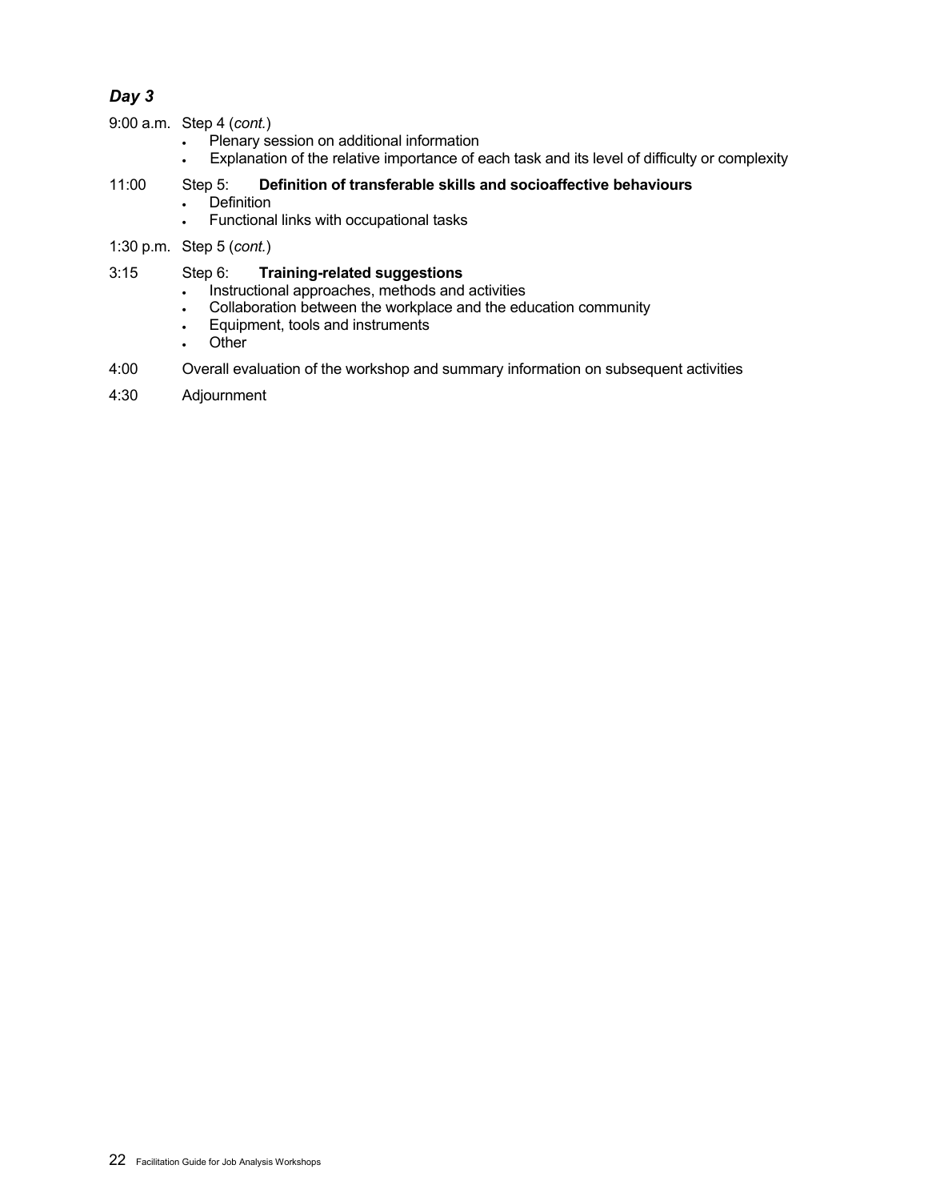### *Day 3*

9:00 a.m. Step 4 (*cont.*)

- Plenary session on additional information
- Explanation of the relative importance of each task and its level of difficulty or complexity

11:00 Step 5: **Definition of transferable skills and socioaffective behaviours**

- Definition
- Functional links with occupational tasks

1:30 p.m. Step 5 (*cont.*)

3:15 Step 6: **Training-related suggestions**

- Instructional approaches, methods and activities
- Collaboration between the workplace and the education community
- Equipment, tools and instruments
- Other

4:00 Overall evaluation of the workshop and summary information on subsequent activities

4:30 Adjournment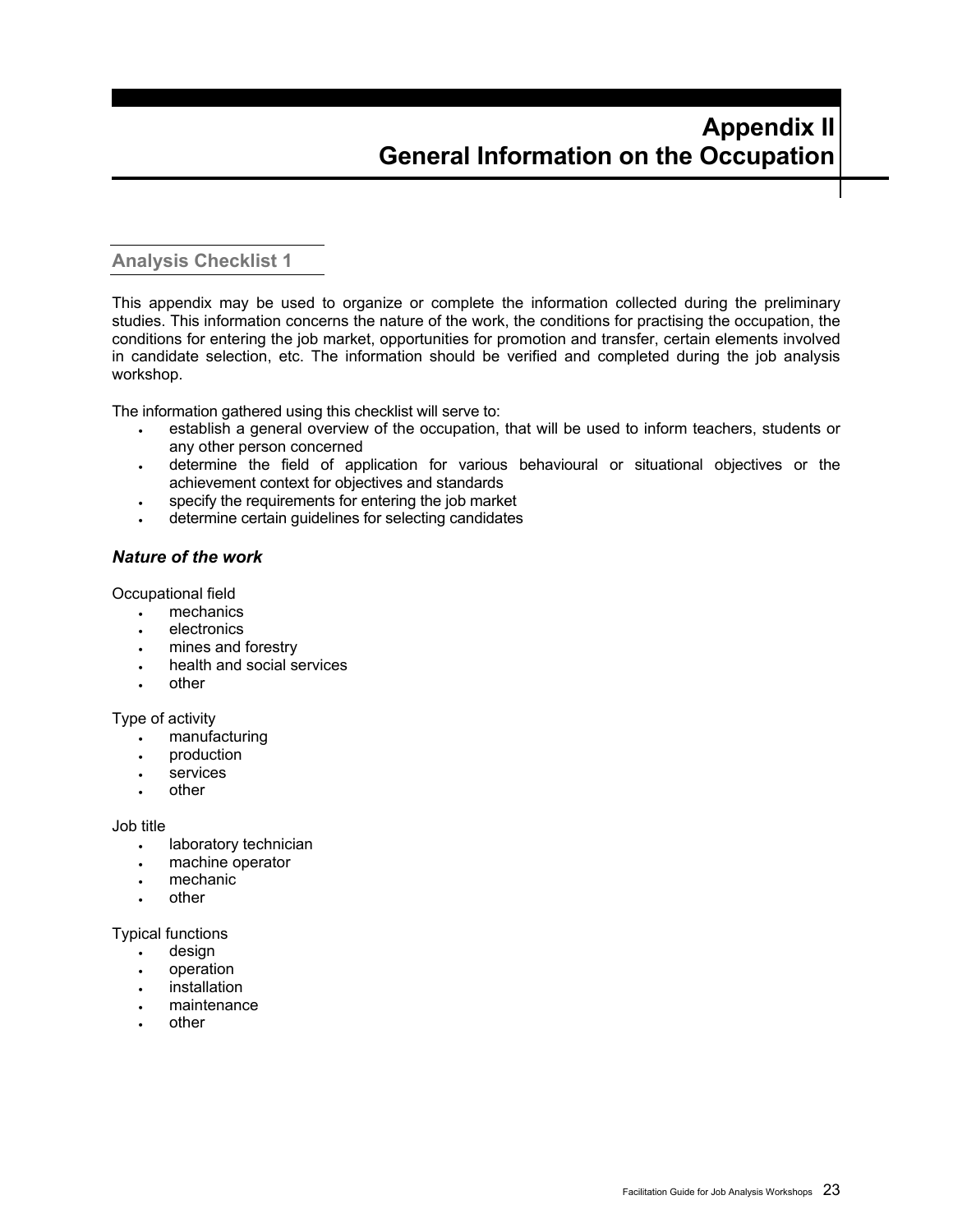# Appendix II
# General Information on the Occupation

## Analysis Checklist 1

This appendix may be used to organize or complete the information collected during the preliminary studies. This information concerns the nature of the work, the conditions for practising the occupation, the conditions for entering the job market, opportunities for promotion and transfer, certain elements involved in candidate selection, etc. The information should be verified and completed during the job analysis workshop.

The information gathered using this checklist will serve to:

- establish a general overview of the occupation, that will be used to inform teachers, students or any other person concerned
- determine the field of application for various behavioural or situational objectives or the achievement context for objectives and standards
- specify the requirements for entering the job market
- determine certain guidelines for selecting candidates

### *Nature of the work*

Occupational field

- mechanics
- electronics
- mines and forestry
- health and social services
- other

Type of activity

- manufacturing
- production
- services
- other

Job title

- laboratory technician
- machine operator
- mechanic
- other

Typical functions

- design
- operation
- installation
- maintenance
- other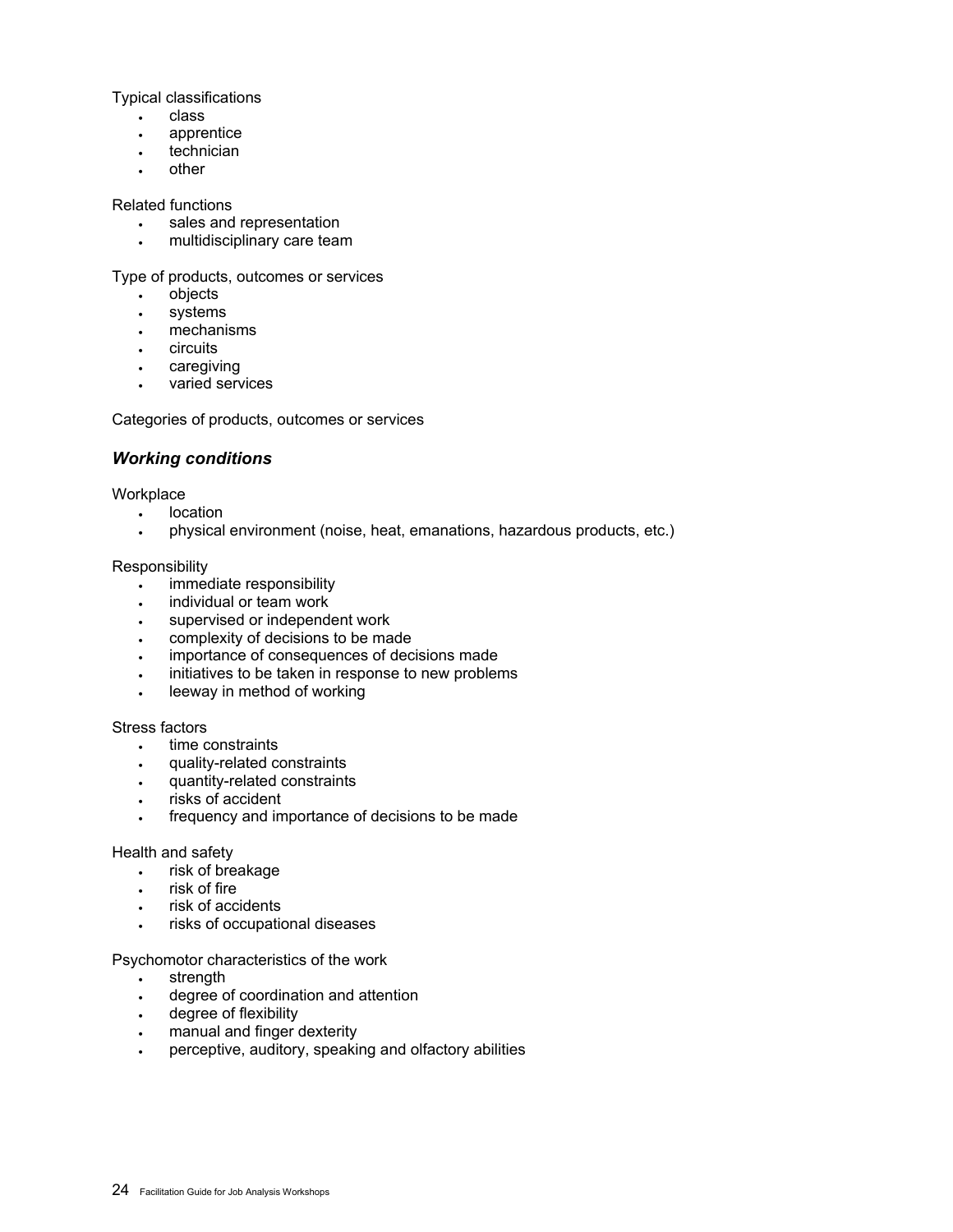Typical classifications

- class
- apprentice
- technician
- other

Related functions

- sales and representation
- multidisciplinary care team

Type of products, outcomes or services

- objects
- systems
- mechanisms
- circuits
- caregiving
- varied services

Categories of products, outcomes or services

### *Working conditions*

Workplace

- location
- physical environment (noise, heat, emanations, hazardous products, etc.)

Responsibility

- immediate responsibility
- individual or team work
- supervised or independent work
- complexity of decisions to be made
- importance of consequences of decisions made
- initiatives to be taken in response to new problems
- leeway in method of working

Stress factors

- time constraints
- quality-related constraints
- quantity-related constraints
- risks of accident
- frequency and importance of decisions to be made

Health and safety

- risk of breakage
- risk of fire
- risk of accidents
- risks of occupational diseases

Psychomotor characteristics of the work

- strength
- degree of coordination and attention
- degree of flexibility
- manual and finger dexterity
- perceptive, auditory, speaking and olfactory abilities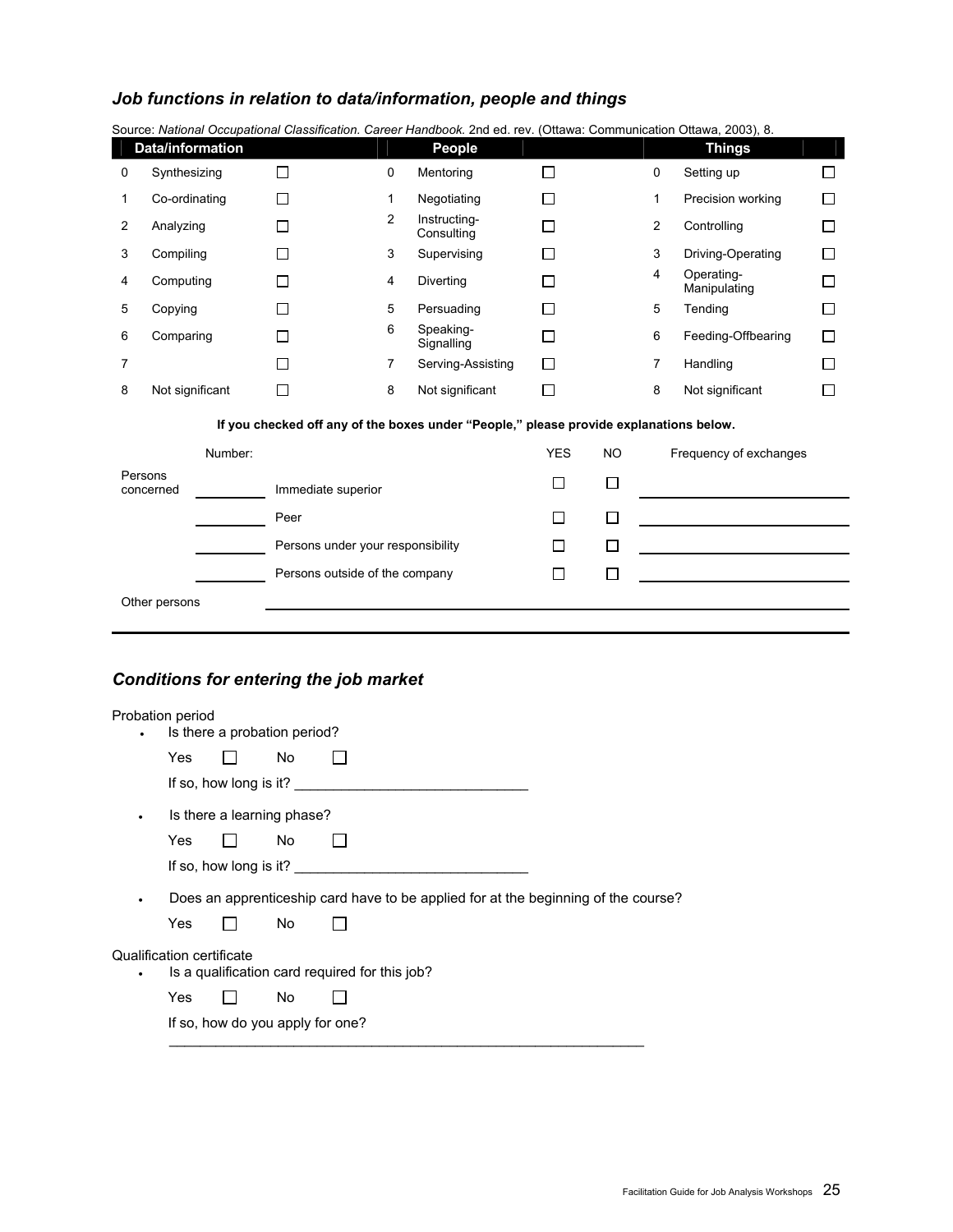### *Job functions in relation to data/information, people and things*

Source: *National Occupational Classification. Career Handbook.* 2nd ed. rev. (Ottawa: Communication Ottawa, 2003), 8.

| | Data/information | | | People | | | Things | |
|---|---|---|---|---|---|---|---|---|
| 0 | Synthesizing | ☐ | 0 | Mentoring | ☐ | 0 | Setting up | ☐ |
| 1 | Co-ordinating | ☐ | 1 | Negotiating | ☐ | 1 | Precision working | ☐ |
| 2 | Analyzing | ☐ | 2 | Instructing-Consulting | ☐ | 2 | Controlling | ☐ |
| 3 | Compiling | ☐ | 3 | Supervising | ☐ | 3 | Driving-Operating | ☐ |
| 4 | Computing | ☐ | 4 | Diverting | ☐ | 4 | Operating-Manipulating | ☐ |
| 5 | Copying | ☐ | 5 | Persuading | ☐ | 5 | Tending | ☐ |
| 6 | Comparing | ☐ | 6 | Speaking-Signalling | ☐ | 6 | Feeding-Offbearing | ☐ |
| 7 | | ☐ | 7 | Serving-Assisting | ☐ | 7 | Handling | ☐ |
| 8 | Not significant | ☐ | 8 | Not significant | ☐ | 8 | Not significant | ☐ |

**If you checked off any of the boxes under "People," please provide explanations below.**

| | Number: | | YES | NO | Frequency of exchanges |
|---|---|---|---|---|---|
| Persons concerned | ________ | Immediate superior | ☐ | ☐ | ____________________ |
| | ________ | Peer | ☐ | ☐ | ____________________ |
| | ________ | Persons under your responsibility | ☐ | ☐ | ____________________ |
| | ________ | Persons outside of the company | ☐ | ☐ | ____________________ |

Other persons ____________________________________________

### *Conditions for entering the job market*

Probation period

- Is there a probation period?

  Yes ☐ No ☐

  If so, how long is it? ______________________________

- Is there a learning phase?

  Yes ☐ No ☐

  If so, how long is it? ______________________________

- Does an apprenticeship card have to be applied for at the beginning of the course?

  Yes ☐ No ☐

Qualification certificate

- Is a qualification card required for this job?

  Yes ☐ No ☐

  If so, how do you apply for one?

  ____________________________________________________________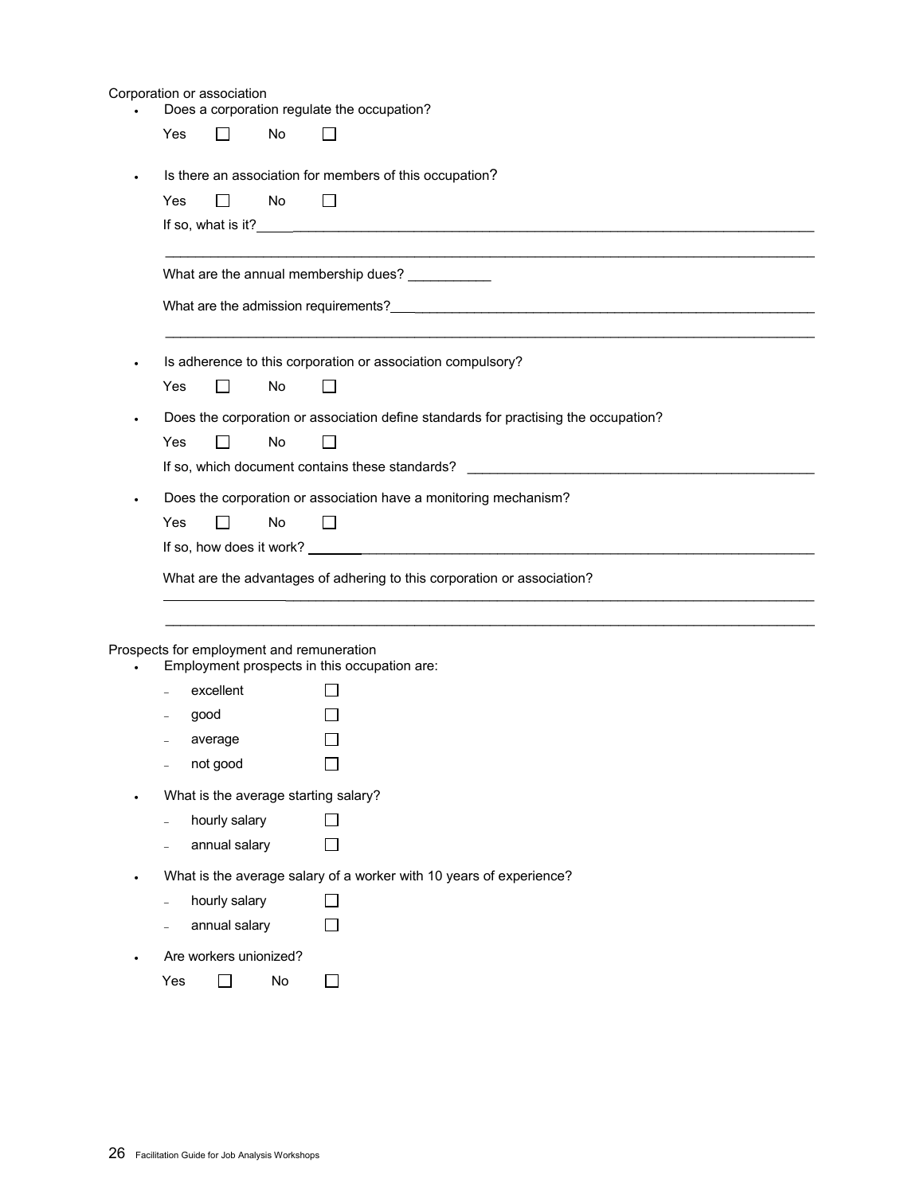Corporation or association

- Does a corporation regulate the occupation?

  Yes ☐ No ☐

- Is there an association for members of this occupation?

  Yes ☐ No ☐

  If so, what is it? ____________________________________________________________

  ______________________________________________________________________________

  What are the annual membership dues? ___________

  What are the admission requirements? ____________________________________________

  ______________________________________________________________________________

- Is adherence to this corporation or association compulsory?

  Yes ☐ No ☐

- Does the corporation or association define standards for practising the occupation?

  Yes ☐ No ☐

  If so, which document contains these standards? ___________________________________

- Does the corporation or association have a monitoring mechanism?

  Yes ☐ No ☐

  If so, how does it work? _______________________________________________________

  What are the advantages of adhering to this corporation or association?

  ______________________________________________________________________________

  ______________________________________________________________________________

Prospects for employment and remuneration

- Employment prospects in this occupation are:
  - excellent ☐
  - good ☐
  - average ☐
  - not good ☐
- What is the average starting salary?
  - hourly salary ☐
  - annual salary ☐
- What is the average salary of a worker with 10 years of experience?
  - hourly salary ☐
  - annual salary ☐
- Are workers unionized?

  Yes ☐ No ☐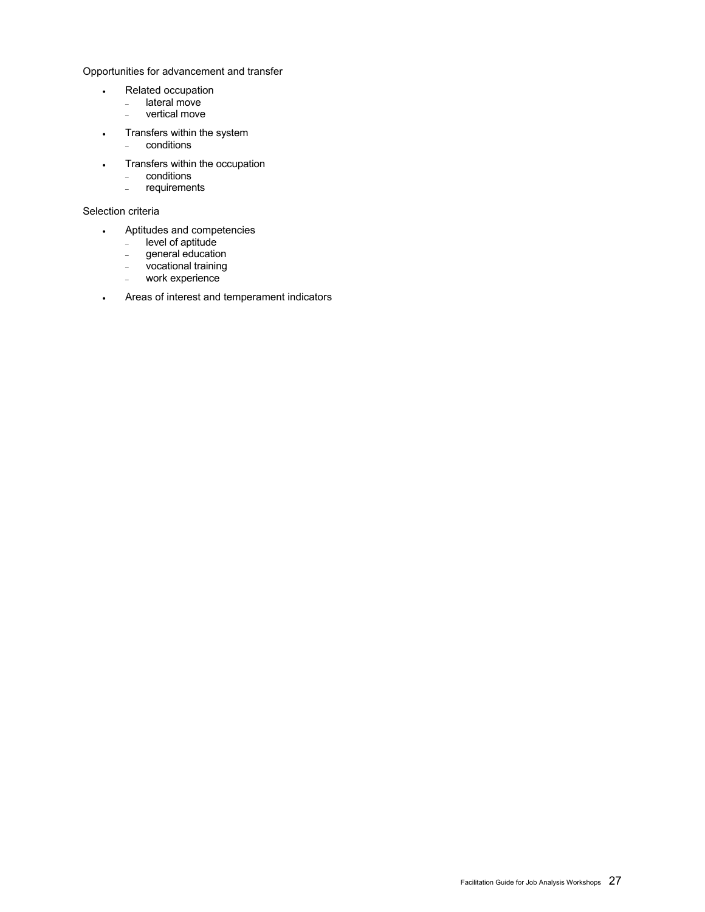Opportunities for advancement and transfer

- Related occupation
  - lateral move
  - vertical move
- Transfers within the system
  - conditions
- Transfers within the occupation
  - conditions
  - requirements

Selection criteria

- Aptitudes and competencies
  - level of aptitude
  - general education
  - vocational training
  - work experience
- Areas of interest and temperament indicators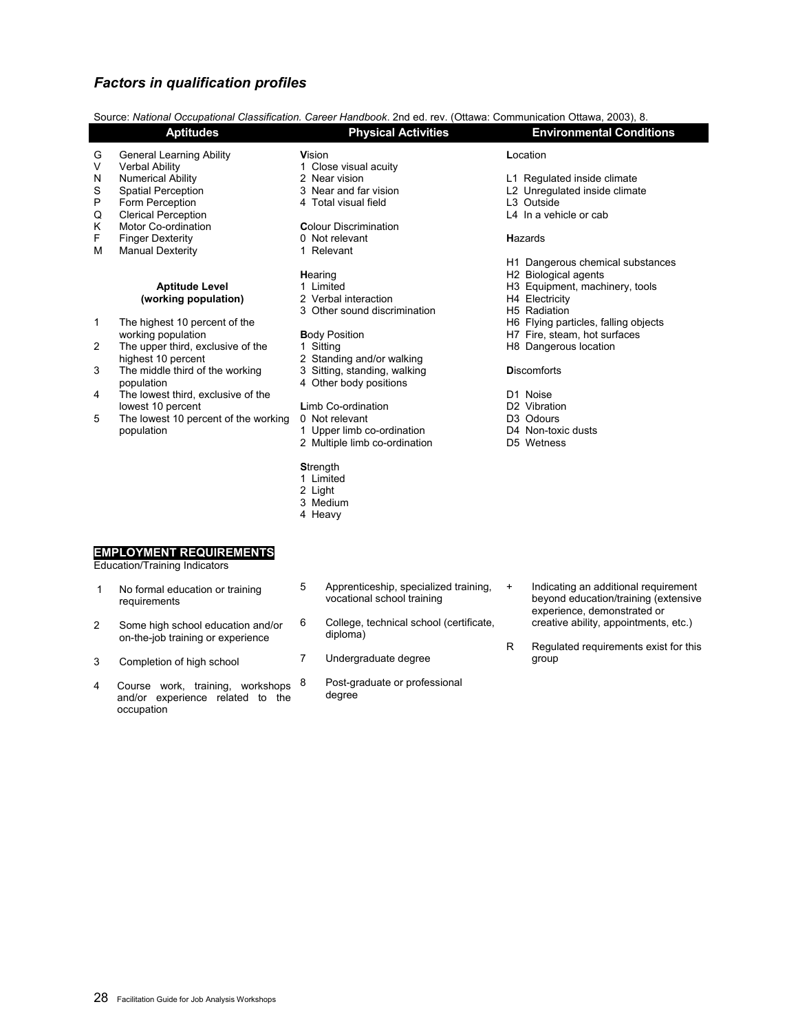## *Factors in qualification profiles*

Source: *National Occupational Classification. Career Handbook*. 2nd ed. rev. (Ottawa: Communication Ottawa, 2003), 8.

### Aptitudes

G General Learning Ability
V Verbal Ability
N Numerical Ability
S Spatial Perception
P Form Perception
Q Clerical Perception
K Motor Co-ordination
F Finger Dexterity
M Manual Dexterity

**Aptitude Level (working population)**

1 The highest 10 percent of the working population
2 The upper third, exclusive of the highest 10 percent
3 The middle third of the working population
4 The lowest third, exclusive of the lowest 10 percent
5 The lowest 10 percent of the working population

### Physical Activities

**V**ision
1 Close visual acuity
2 Near vision
3 Near and far vision
4 Total visual field

**C**olour Discrimination
0 Not relevant
1 Relevant

**H**earing
1 Limited
2 Verbal interaction
3 Other sound discrimination

**B**ody Position
1 Sitting
2 Standing and/or walking
3 Sitting, standing, walking
4 Other body positions

**L**imb Co-ordination
0 Not relevant
1 Upper limb co-ordination
2 Multiple limb co-ordination

**S**trength
1 Limited
2 Light
3 Medium
4 Heavy

### Environmental Conditions

**L**ocation

L1 Regulated inside climate
L2 Unregulated inside climate
L3 Outside
L4 In a vehicle or cab

**H**azards

H1 Dangerous chemical substances
H2 Biological agents
H3 Equipment, machinery, tools
H4 Electricity
H5 Radiation
H6 Flying particles, falling objects
H7 Fire, steam, hot surfaces
H8 Dangerous location

**D**iscomforts

D1 Noise
D2 Vibration
D3 Odours
D4 Non-toxic dusts
D5 Wetness

### EMPLOYMENT REQUIREMENTS

Education/Training Indicators

1 No formal education or training requirements
2 Some high school education and/or on-the-job training or experience
3 Completion of high school
4 Course work, training, workshops and/or experience related to the occupation
5 Apprenticeship, specialized training, vocational school training
6 College, technical school (certificate, diploma)
7 Undergraduate degree
8 Post-graduate or professional degree
\+ Indicating an additional requirement beyond education/training (extensive experience, demonstrated or creative ability, appointments, etc.)
R Regulated requirements exist for this group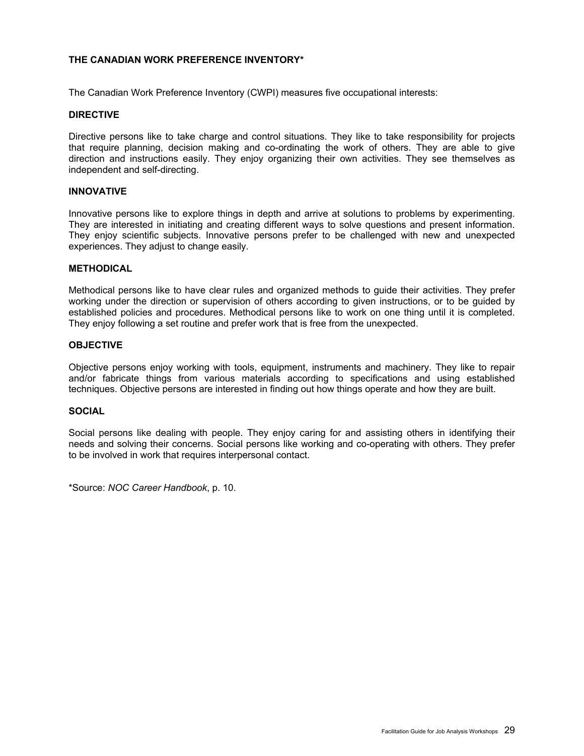## THE CANADIAN WORK PREFERENCE INVENTORY*

The Canadian Work Preference Inventory (CWPI) measures five occupational interests:

### DIRECTIVE

Directive persons like to take charge and control situations. They like to take responsibility for projects that require planning, decision making and co-ordinating the work of others. They are able to give direction and instructions easily. They enjoy organizing their own activities. They see themselves as independent and self-directing.

### INNOVATIVE

Innovative persons like to explore things in depth and arrive at solutions to problems by experimenting. They are interested in initiating and creating different ways to solve questions and present information. They enjoy scientific subjects. Innovative persons prefer to be challenged with new and unexpected experiences. They adjust to change easily.

### METHODICAL

Methodical persons like to have clear rules and organized methods to guide their activities. They prefer working under the direction or supervision of others according to given instructions, or to be guided by established policies and procedures. Methodical persons like to work on one thing until it is completed. They enjoy following a set routine and prefer work that is free from the unexpected.

### OBJECTIVE

Objective persons enjoy working with tools, equipment, instruments and machinery. They like to repair and/or fabricate things from various materials according to specifications and using established techniques. Objective persons are interested in finding out how things operate and how they are built.

### SOCIAL

Social persons like dealing with people. They enjoy caring for and assisting others in identifying their needs and solving their concerns. Social persons like working and co-operating with others. They prefer to be involved in work that requires interpersonal contact.

*Source: *NOC Career Handbook*, p. 10.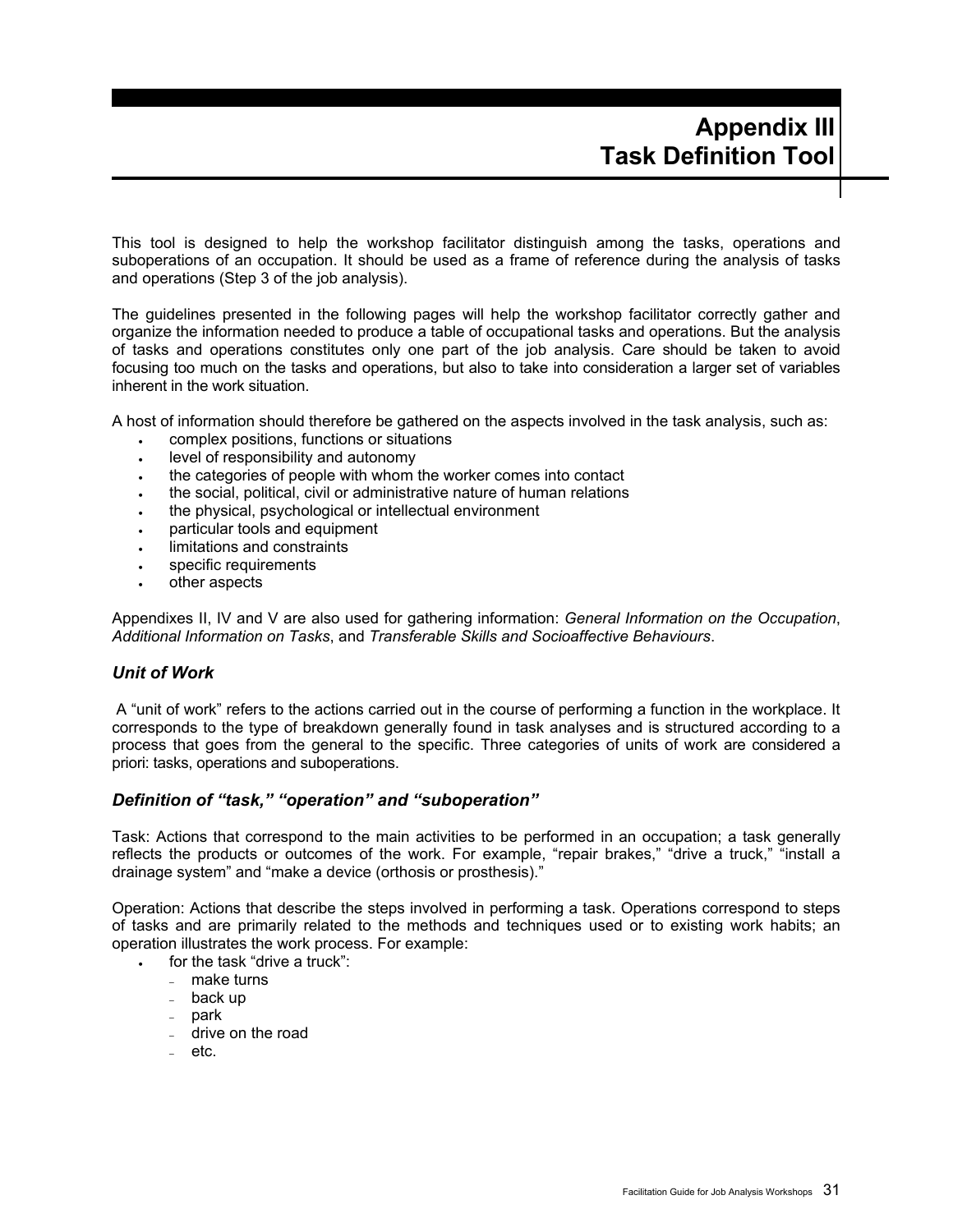# Appendix III
# Task Definition Tool

This tool is designed to help the workshop facilitator distinguish among the tasks, operations and suboperations of an occupation. It should be used as a frame of reference during the analysis of tasks and operations (Step 3 of the job analysis).

The guidelines presented in the following pages will help the workshop facilitator correctly gather and organize the information needed to produce a table of occupational tasks and operations. But the analysis of tasks and operations constitutes only one part of the job analysis. Care should be taken to avoid focusing too much on the tasks and operations, but also to take into consideration a larger set of variables inherent in the work situation.

A host of information should therefore be gathered on the aspects involved in the task analysis, such as:

- complex positions, functions or situations
- level of responsibility and autonomy
- the categories of people with whom the worker comes into contact
- the social, political, civil or administrative nature of human relations
- the physical, psychological or intellectual environment
- particular tools and equipment
- limitations and constraints
- specific requirements
- other aspects

Appendixes II, IV and V are also used for gathering information: *General Information on the Occupation*, *Additional Information on Tasks*, and *Transferable Skills and Socioaffective Behaviours*.

### *Unit of Work*

A "unit of work" refers to the actions carried out in the course of performing a function in the workplace. It corresponds to the type of breakdown generally found in task analyses and is structured according to a process that goes from the general to the specific. Three categories of units of work are considered a priori: tasks, operations and suboperations.

### *Definition of "task," "operation" and "suboperation"*

Task: Actions that correspond to the main activities to be performed in an occupation; a task generally reflects the products or outcomes of the work. For example, "repair brakes," "drive a truck," "install a drainage system" and "make a device (orthosis or prosthesis)."

Operation: Actions that describe the steps involved in performing a task. Operations correspond to steps of tasks and are primarily related to the methods and techniques used or to existing work habits; an operation illustrates the work process. For example:

- for the task "drive a truck":
  - make turns
  - back up
  - park
  - drive on the road
  - etc.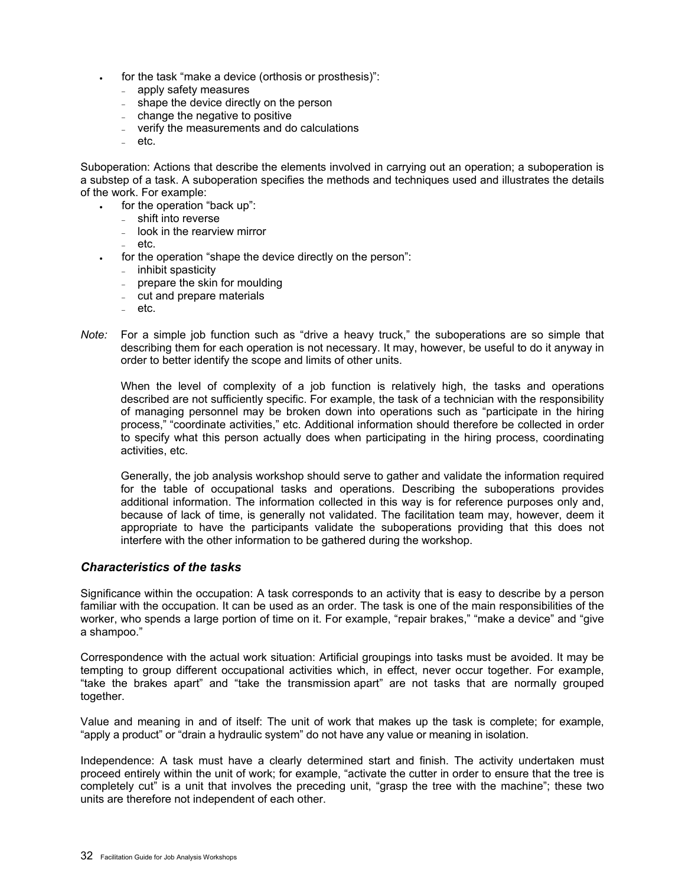- for the task "make a device (orthosis or prosthesis)":
  - apply safety measures
  - shape the device directly on the person
  - change the negative to positive
  - verify the measurements and do calculations
  - etc.

Suboperation: Actions that describe the elements involved in carrying out an operation; a suboperation is a substep of a task. A suboperation specifies the methods and techniques used and illustrates the details of the work. For example:

- for the operation "back up":
  - shift into reverse
  - look in the rearview mirror
  - etc.
- for the operation "shape the device directly on the person":
  - inhibit spasticity
  - prepare the skin for moulding
  - cut and prepare materials
  - etc.

*Note:* For a simple job function such as "drive a heavy truck," the suboperations are so simple that describing them for each operation is not necessary. It may, however, be useful to do it anyway in order to better identify the scope and limits of other units.

When the level of complexity of a job function is relatively high, the tasks and operations described are not sufficiently specific. For example, the task of a technician with the responsibility of managing personnel may be broken down into operations such as "participate in the hiring process," "coordinate activities," etc. Additional information should therefore be collected in order to specify what this person actually does when participating in the hiring process, coordinating activities, etc.

Generally, the job analysis workshop should serve to gather and validate the information required for the table of occupational tasks and operations. Describing the suboperations provides additional information. The information collected in this way is for reference purposes only and, because of lack of time, is generally not validated. The facilitation team may, however, deem it appropriate to have the participants validate the suboperations providing that this does not interfere with the other information to be gathered during the workshop.

### *Characteristics of the tasks*

Significance within the occupation: A task corresponds to an activity that is easy to describe by a person familiar with the occupation. It can be used as an order. The task is one of the main responsibilities of the worker, who spends a large portion of time on it. For example, "repair brakes," "make a device" and "give a shampoo."

Correspondence with the actual work situation: Artificial groupings into tasks must be avoided. It may be tempting to group different occupational activities which, in effect, never occur together. For example, "take the brakes apart" and "take the transmission apart" are not tasks that are normally grouped together.

Value and meaning in and of itself: The unit of work that makes up the task is complete; for example, "apply a product" or "drain a hydraulic system" do not have any value or meaning in isolation.

Independence: A task must have a clearly determined start and finish. The activity undertaken must proceed entirely within the unit of work; for example, "activate the cutter in order to ensure that the tree is completely cut" is a unit that involves the preceding unit, "grasp the tree with the machine"; these two units are therefore not independent of each other.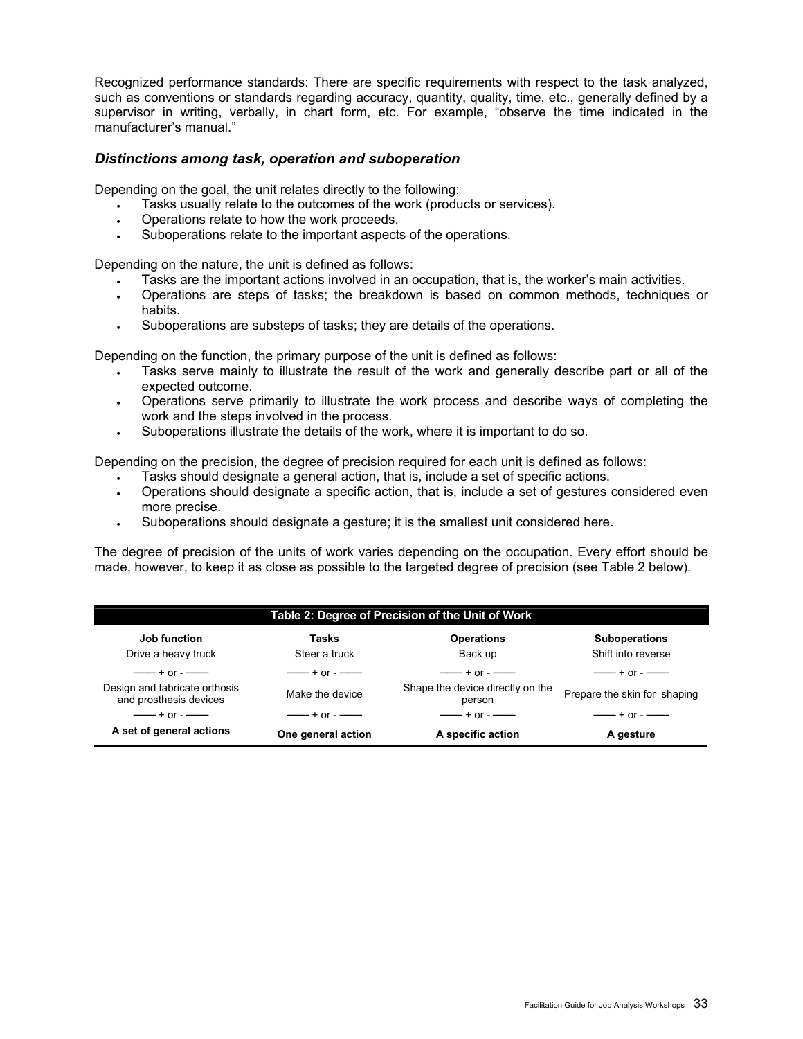Recognized performance standards: There are specific requirements with respect to the task analyzed, such as conventions or standards regarding accuracy, quantity, quality, time, etc., generally defined by a supervisor in writing, verbally, in chart form, etc. For example, "observe the time indicated in the manufacturer's manual."

### *Distinctions among task, operation and suboperation*

Depending on the goal, the unit relates directly to the following:

- Tasks usually relate to the outcomes of the work (products or services).
- Operations relate to how the work proceeds.
- Suboperations relate to the important aspects of the operations.

Depending on the nature, the unit is defined as follows:

- Tasks are the important actions involved in an occupation, that is, the worker's main activities.
- Operations are steps of tasks; the breakdown is based on common methods, techniques or habits.
- Suboperations are substeps of tasks; they are details of the operations.

Depending on the function, the primary purpose of the unit is defined as follows:

- Tasks serve mainly to illustrate the result of the work and generally describe part or all of the expected outcome.
- Operations serve primarily to illustrate the work process and describe ways of completing the work and the steps involved in the process.
- Suboperations illustrate the details of the work, where it is important to do so.

Depending on the precision, the degree of precision required for each unit is defined as follows:

- Tasks should designate a general action, that is, include a set of specific actions.
- Operations should designate a specific action, that is, include a set of gestures considered even more precise.
- Suboperations should designate a gesture; it is the smallest unit considered here.

The degree of precision of the units of work varies depending on the occupation. Every effort should be made, however, to keep it as close as possible to the targeted degree of precision (see Table 2 below).

**Table 2: Degree of Precision of the Unit of Work**

| **Job function** | **Tasks** | **Operations** | **Suboperations** |
|---|---|---|---|
| Drive a heavy truck | Steer a truck | Back up | Shift into reverse |
| —— + or - —— | —— + or - —— | —— + or - —— | —— + or - —— |
| Design and fabricate orthosis and prosthesis devices | Make the device | Shape the device directly on the person | Prepare the skin for shaping |
| —— + or - —— | —— + or - —— | —— + or - —— | —— + or - —— |
| **A set of general actions** | **One general action** | **A specific action** | **A gesture** |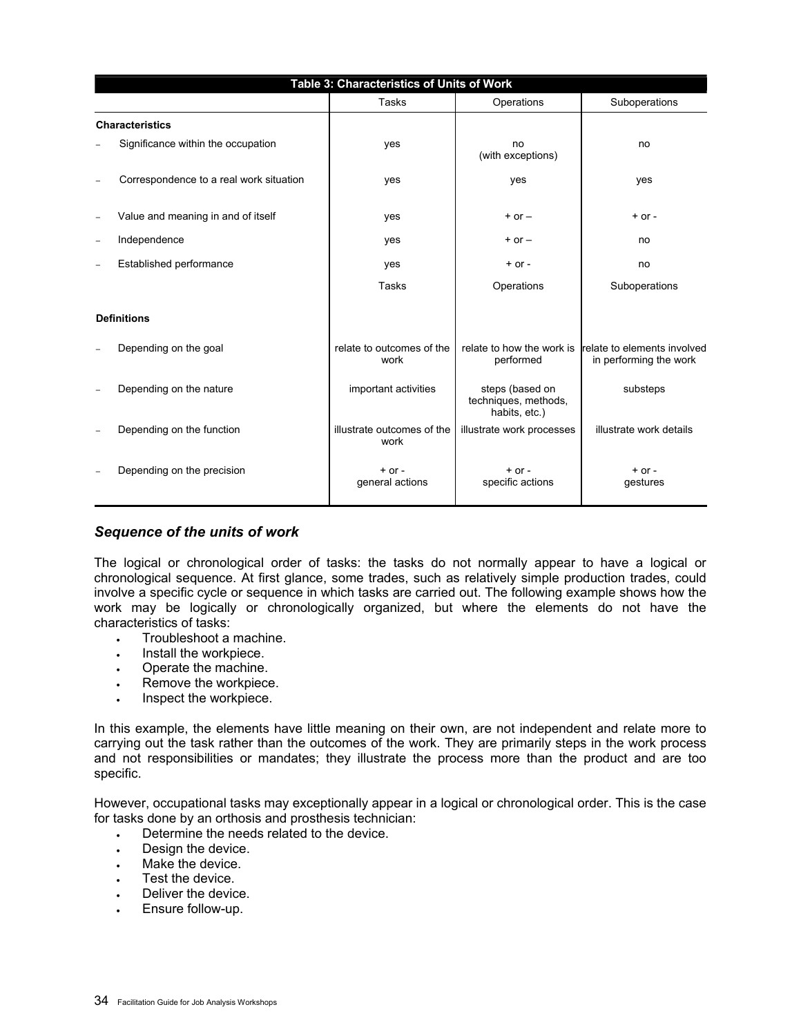| Table 3: Characteristics of Units of Work | | | |
|---|---|---|---|
| | Tasks | Operations | Suboperations |
| **Characteristics** | | | |
| – Significance within the occupation | yes | no (with exceptions) | no |
| – Correspondence to a real work situation | yes | yes | yes |
| – Value and meaning in and of itself | yes | + or – | + or - |
| – Independence | yes | + or – | no |
| – Established performance | yes | + or - | no |
| | Tasks | Operations | Suboperations |
| **Definitions** | | | |
| – Depending on the goal | relate to outcomes of the work | relate to how the work is performed | relate to elements involved in performing the work |
| – Depending on the nature | important activities | steps (based on techniques, methods, habits, etc.) | substeps |
| – Depending on the function | illustrate outcomes of the work | illustrate work processes | illustrate work details |
| – Depending on the precision | + or - general actions | + or - specific actions | + or - gestures |

### *Sequence of the units of work*

The logical or chronological order of tasks: the tasks do not normally appear to have a logical or chronological sequence. At first glance, some trades, such as relatively simple production trades, could involve a specific cycle or sequence in which tasks are carried out. The following example shows how the work may be logically or chronologically organized, but where the elements do not have the characteristics of tasks:

- Troubleshoot a machine.
- Install the workpiece.
- Operate the machine.
- Remove the workpiece.
- Inspect the workpiece.

In this example, the elements have little meaning on their own, are not independent and relate more to carrying out the task rather than the outcomes of the work. They are primarily steps in the work process and not responsibilities or mandates; they illustrate the process more than the product and are too specific.

However, occupational tasks may exceptionally appear in a logical or chronological order. This is the case for tasks done by an orthosis and prosthesis technician:

- Determine the needs related to the device.
- Design the device.
- Make the device.
- Test the device.
- Deliver the device.
- Ensure follow-up.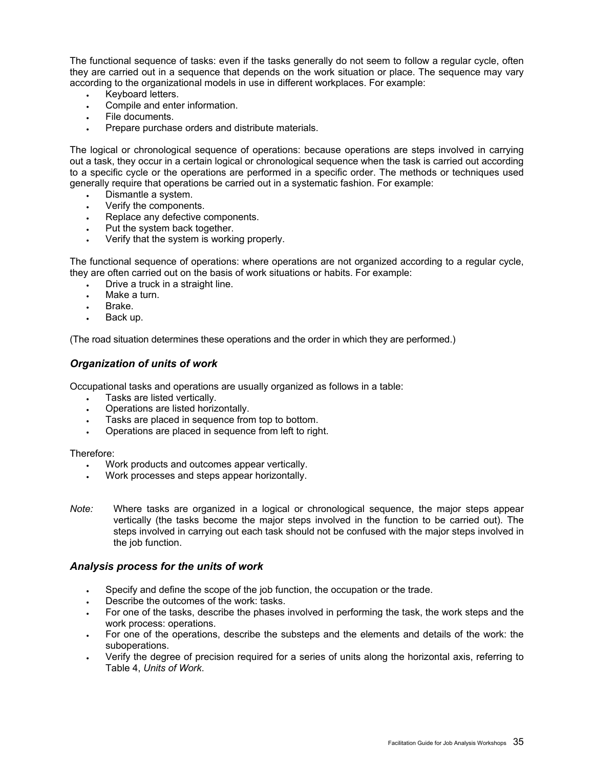The functional sequence of tasks: even if the tasks generally do not seem to follow a regular cycle, often they are carried out in a sequence that depends on the work situation or place. The sequence may vary according to the organizational models in use in different workplaces. For example:

- Keyboard letters.
- Compile and enter information.
- File documents.
- Prepare purchase orders and distribute materials.

The logical or chronological sequence of operations: because operations are steps involved in carrying out a task, they occur in a certain logical or chronological sequence when the task is carried out according to a specific cycle or the operations are performed in a specific order. The methods or techniques used generally require that operations be carried out in a systematic fashion. For example:

- Dismantle a system.
- Verify the components.
- Replace any defective components.
- Put the system back together.
- Verify that the system is working properly.

The functional sequence of operations: where operations are not organized according to a regular cycle, they are often carried out on the basis of work situations or habits. For example:

- Drive a truck in a straight line.
- Make a turn.
- Brake.
- Back up.

(The road situation determines these operations and the order in which they are performed.)

### *Organization of units of work*

Occupational tasks and operations are usually organized as follows in a table:

- Tasks are listed vertically.
- Operations are listed horizontally.
- Tasks are placed in sequence from top to bottom.
- Operations are placed in sequence from left to right.

Therefore:

- Work products and outcomes appear vertically.
- Work processes and steps appear horizontally.

*Note:* Where tasks are organized in a logical or chronological sequence, the major steps appear vertically (the tasks become the major steps involved in the function to be carried out). The steps involved in carrying out each task should not be confused with the major steps involved in the job function.

### *Analysis process for the units of work*

- Specify and define the scope of the job function, the occupation or the trade.
- Describe the outcomes of the work: tasks.
- For one of the tasks, describe the phases involved in performing the task, the work steps and the work process: operations.
- For one of the operations, describe the substeps and the elements and details of the work: the suboperations.
- Verify the degree of precision required for a series of units along the horizontal axis, referring to Table 4, *Units of Work*.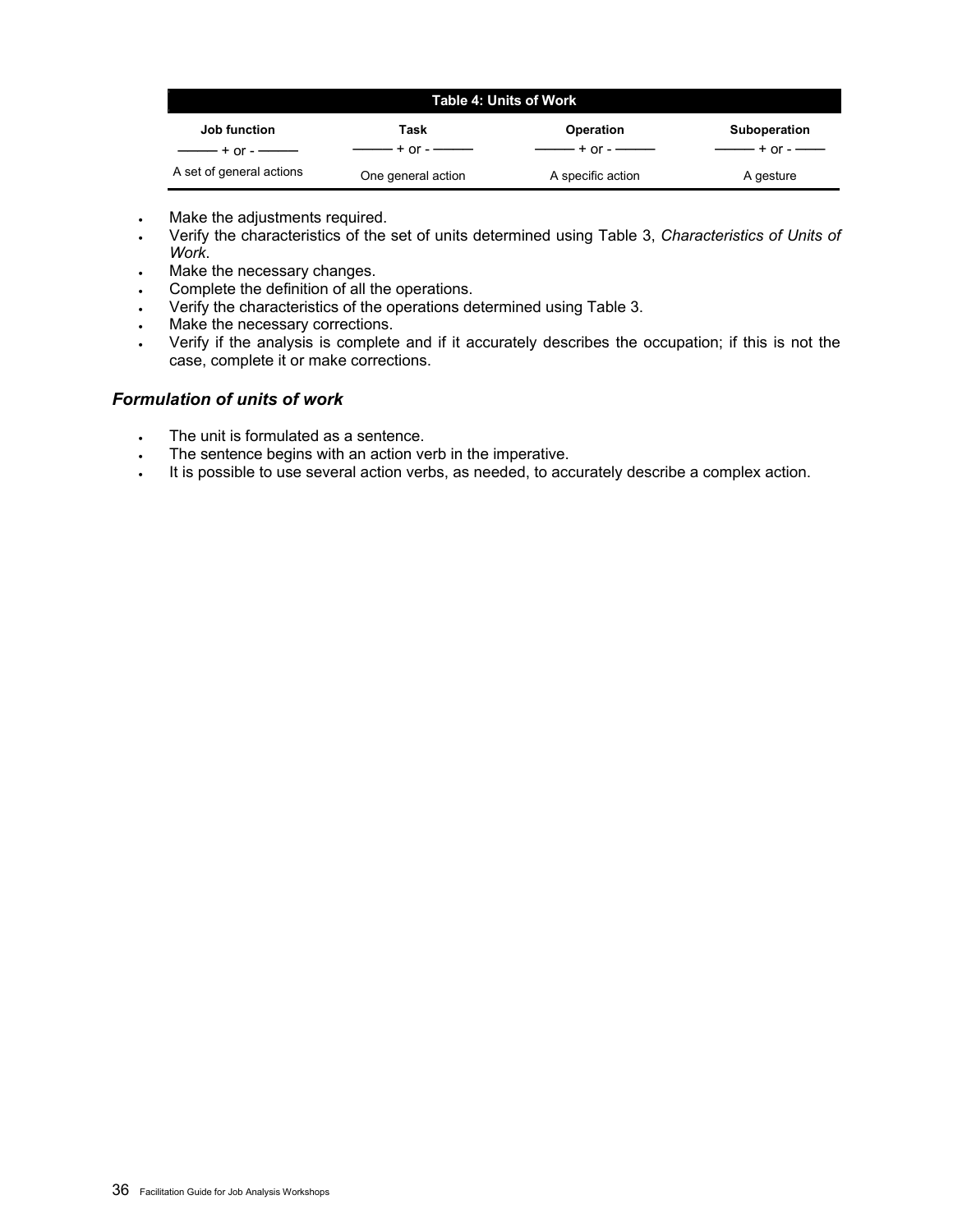**Table 4: Units of Work**

| Job function | Task | Operation | Suboperation |
| --- | --- | --- | --- |
| ——— + or - ——— | ——— + or - ——— | ——— + or - ——— | ——— + or - ——— |
| A set of general actions | One general action | A specific action | A gesture |

- Make the adjustments required.
- Verify the characteristics of the set of units determined using Table 3, *Characteristics of Units of Work*.
- Make the necessary changes.
- Complete the definition of all the operations.
- Verify the characteristics of the operations determined using Table 3.
- Make the necessary corrections.
- Verify if the analysis is complete and if it accurately describes the occupation; if this is not the case, complete it or make corrections.

### *Formulation of units of work*

- The unit is formulated as a sentence.
- The sentence begins with an action verb in the imperative.
- It is possible to use several action verbs, as needed, to accurately describe a complex action.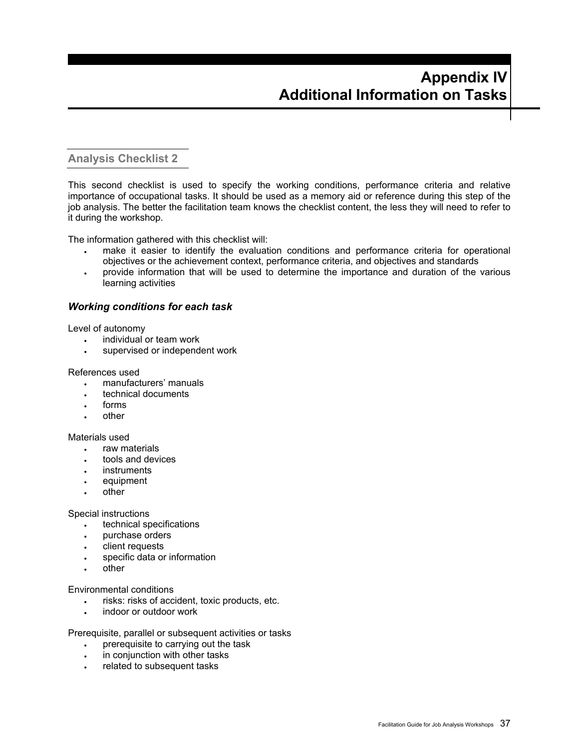# Appendix IV
# Additional Information on Tasks

## Analysis Checklist 2

This second checklist is used to specify the working conditions, performance criteria and relative importance of occupational tasks. It should be used as a memory aid or reference during this step of the job analysis. The better the facilitation team knows the checklist content, the less they will need to refer to it during the workshop.

The information gathered with this checklist will:

- make it easier to identify the evaluation conditions and performance criteria for operational objectives or the achievement context, performance criteria, and objectives and standards
- provide information that will be used to determine the importance and duration of the various learning activities

### *Working conditions for each task*

Level of autonomy

- individual or team work
- supervised or independent work

References used

- manufacturers' manuals
- technical documents
- forms
- other

Materials used

- raw materials
- tools and devices
- instruments
- equipment
- other

Special instructions

- technical specifications
- purchase orders
- client requests
- specific data or information
- other

Environmental conditions

- risks: risks of accident, toxic products, etc.
- indoor or outdoor work

Prerequisite, parallel or subsequent activities or tasks

- prerequisite to carrying out the task
- in conjunction with other tasks
- related to subsequent tasks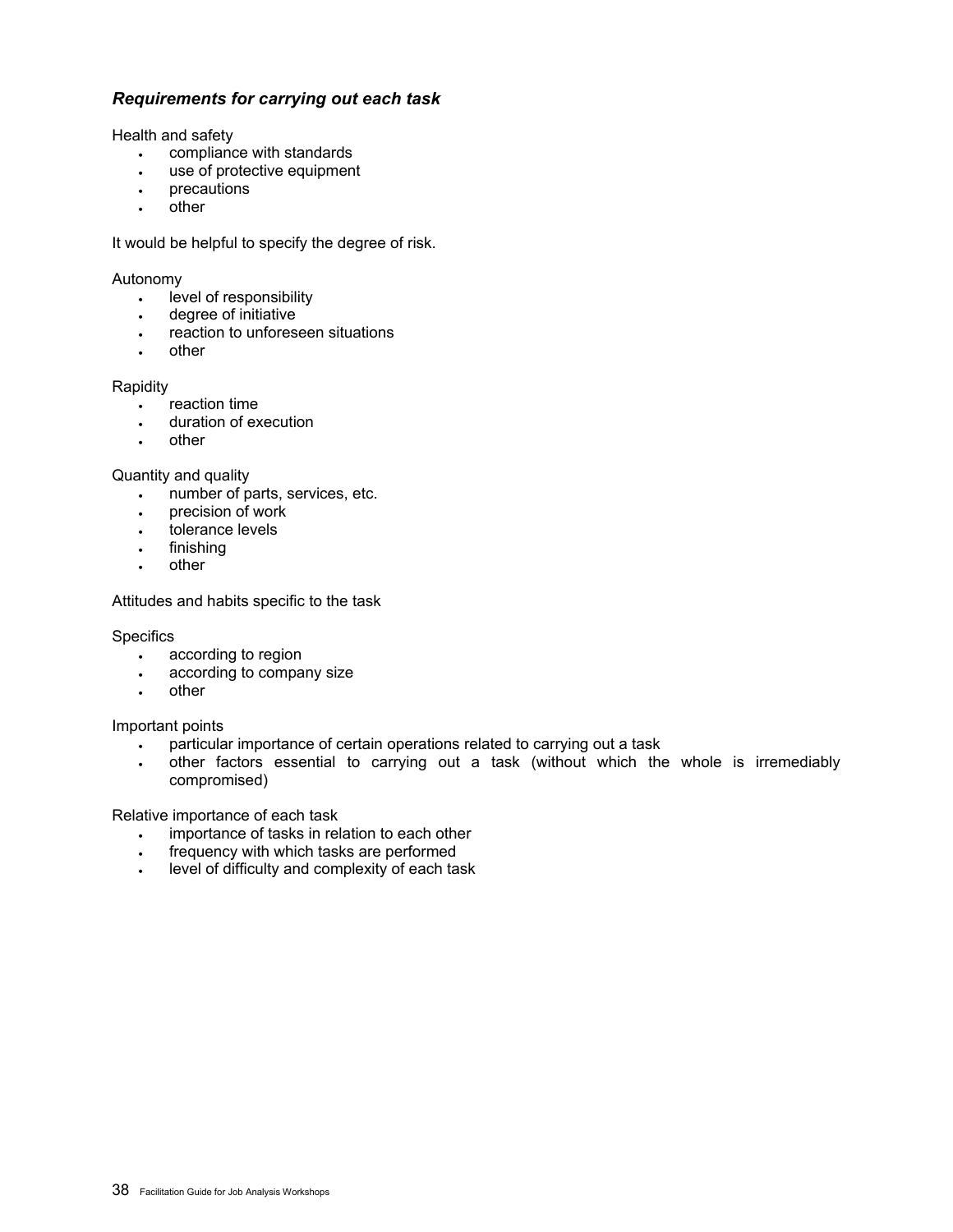### *Requirements for carrying out each task*

Health and safety

- compliance with standards
- use of protective equipment
- precautions
- other

It would be helpful to specify the degree of risk.

Autonomy

- level of responsibility
- degree of initiative
- reaction to unforeseen situations
- other

Rapidity

- reaction time
- duration of execution
- other

Quantity and quality

- number of parts, services, etc.
- precision of work
- tolerance levels
- finishing
- other

Attitudes and habits specific to the task

Specifics

- according to region
- according to company size
- other

Important points

- particular importance of certain operations related to carrying out a task
- other factors essential to carrying out a task (without which the whole is irremediably compromised)

Relative importance of each task

- importance of tasks in relation to each other
- frequency with which tasks are performed
- level of difficulty and complexity of each task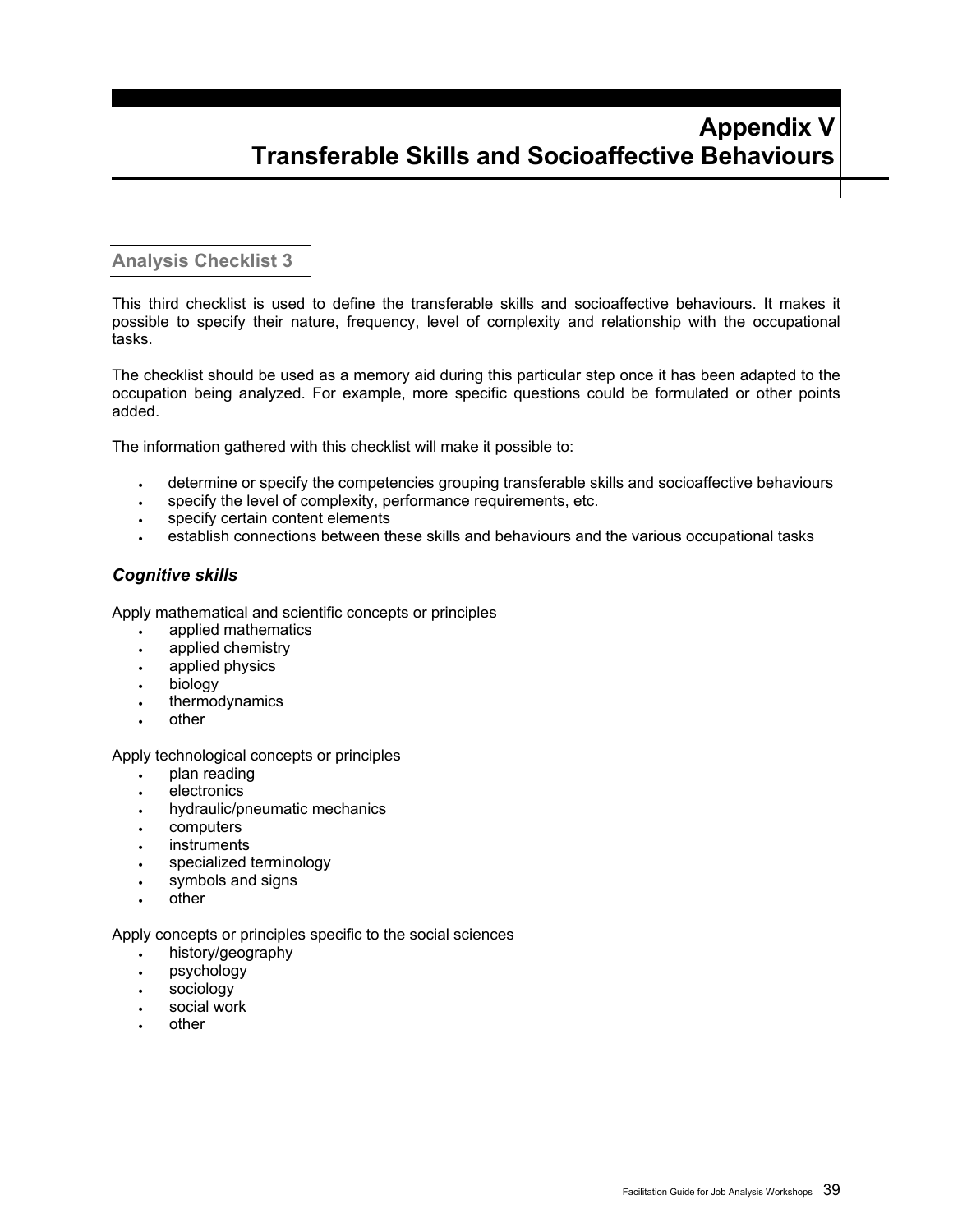# Appendix V
# Transferable Skills and Socioaffective Behaviours

## Analysis Checklist 3

This third checklist is used to define the transferable skills and socioaffective behaviours. It makes it possible to specify their nature, frequency, level of complexity and relationship with the occupational tasks.

The checklist should be used as a memory aid during this particular step once it has been adapted to the occupation being analyzed. For example, more specific questions could be formulated or other points added.

The information gathered with this checklist will make it possible to:

- determine or specify the competencies grouping transferable skills and socioaffective behaviours
- specify the level of complexity, performance requirements, etc.
- specify certain content elements
- establish connections between these skills and behaviours and the various occupational tasks

### *Cognitive skills*

Apply mathematical and scientific concepts or principles

- applied mathematics
- applied chemistry
- applied physics
- biology
- thermodynamics
- other

Apply technological concepts or principles

- plan reading
- electronics
- hydraulic/pneumatic mechanics
- computers
- instruments
- specialized terminology
- symbols and signs
- other

Apply concepts or principles specific to the social sciences

- history/geography
- psychology
- sociology
- social work
- other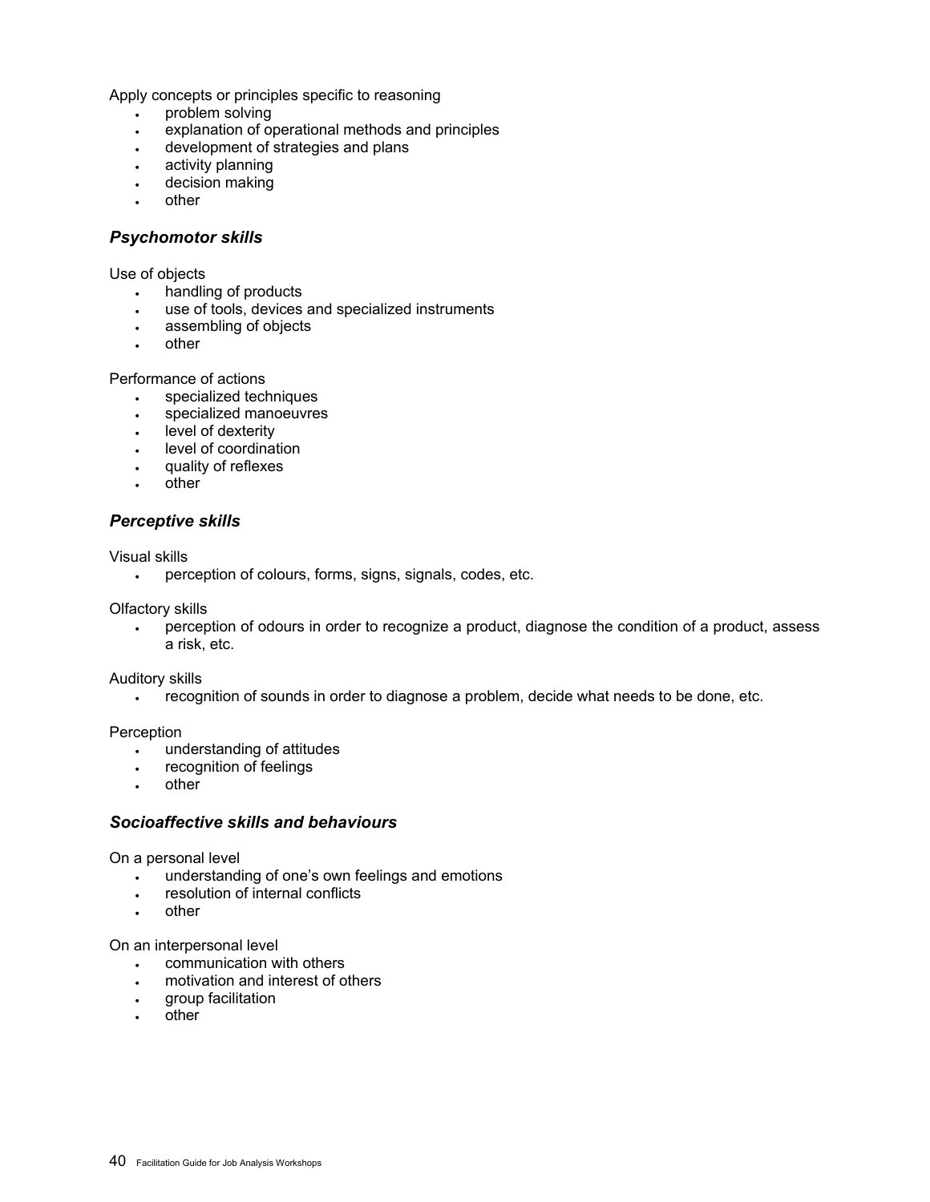Apply concepts or principles specific to reasoning

- problem solving
- explanation of operational methods and principles
- development of strategies and plans
- activity planning
- decision making
- other

### *Psychomotor skills*

Use of objects

- handling of products
- use of tools, devices and specialized instruments
- assembling of objects
- other

Performance of actions

- specialized techniques
- specialized manoeuvres
- level of dexterity
- level of coordination
- quality of reflexes
- other

### *Perceptive skills*

Visual skills

- perception of colours, forms, signs, signals, codes, etc.

Olfactory skills

- perception of odours in order to recognize a product, diagnose the condition of a product, assess a risk, etc.

Auditory skills

- recognition of sounds in order to diagnose a problem, decide what needs to be done, etc.

Perception

- understanding of attitudes
- recognition of feelings
- other

### *Socioaffective skills and behaviours*

On a personal level

- understanding of one's own feelings and emotions
- resolution of internal conflicts
- other

On an interpersonal level

- communication with others
- motivation and interest of others
- group facilitation
- other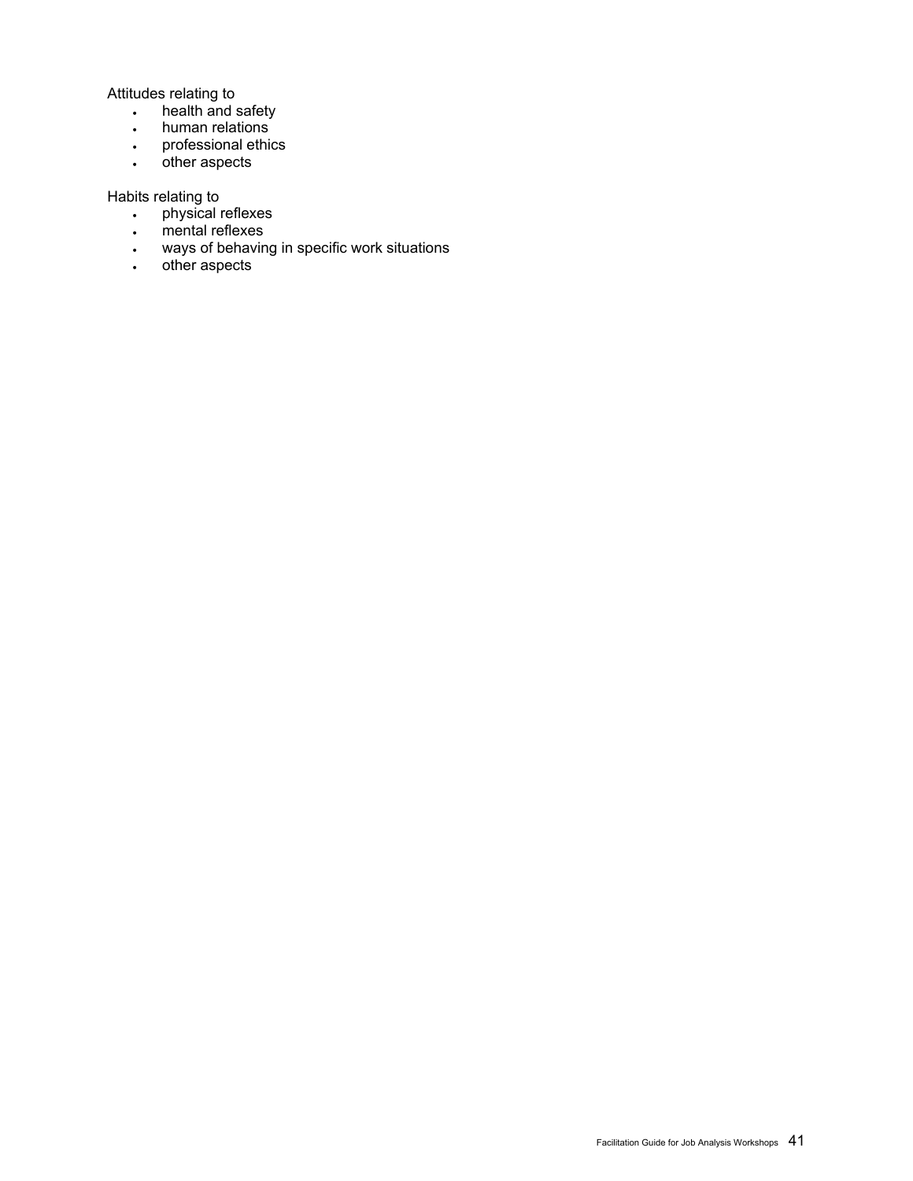Attitudes relating to

- health and safety
- human relations
- professional ethics
- other aspects

Habits relating to

- physical reflexes
- mental reflexes
- ways of behaving in specific work situations
- other aspects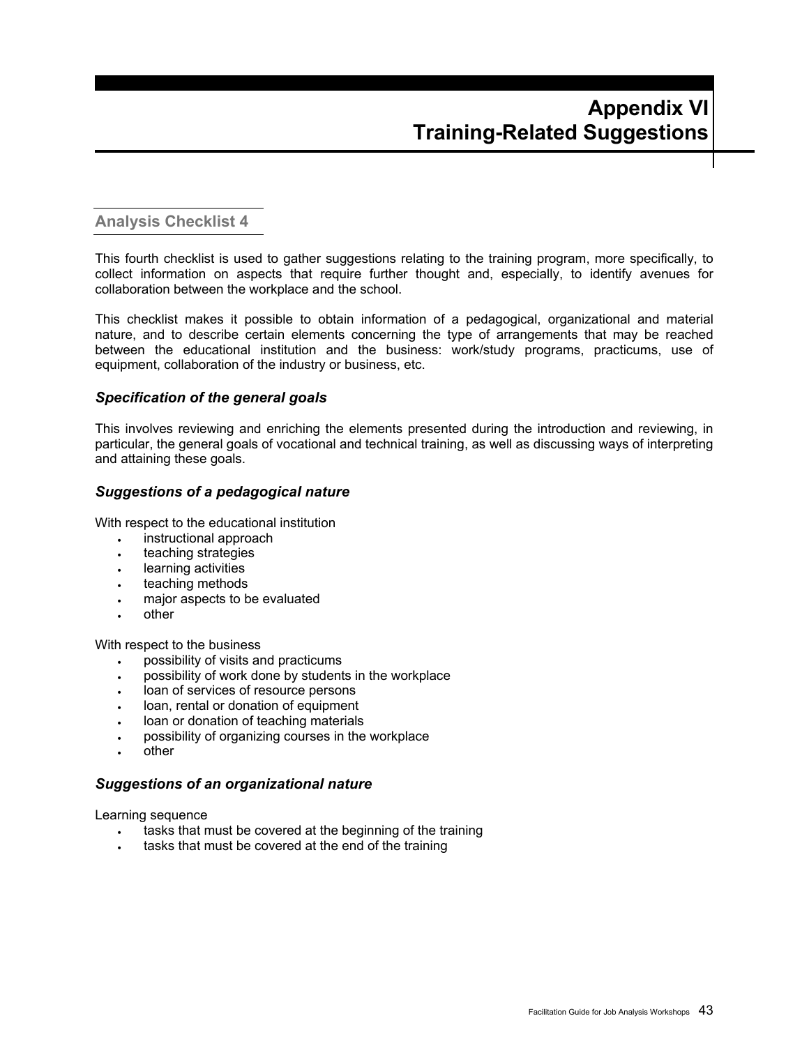# Appendix VI
# Training-Related Suggestions

## Analysis Checklist 4

This fourth checklist is used to gather suggestions relating to the training program, more specifically, to collect information on aspects that require further thought and, especially, to identify avenues for collaboration between the workplace and the school.

This checklist makes it possible to obtain information of a pedagogical, organizational and material nature, and to describe certain elements concerning the type of arrangements that may be reached between the educational institution and the business: work/study programs, practicums, use of equipment, collaboration of the industry or business, etc.

### *Specification of the general goals*

This involves reviewing and enriching the elements presented during the introduction and reviewing, in particular, the general goals of vocational and technical training, as well as discussing ways of interpreting and attaining these goals.

### *Suggestions of a pedagogical nature*

With respect to the educational institution

- instructional approach
- teaching strategies
- learning activities
- teaching methods
- major aspects to be evaluated
- other

With respect to the business

- possibility of visits and practicums
- possibility of work done by students in the workplace
- loan of services of resource persons
- loan, rental or donation of equipment
- loan or donation of teaching materials
- possibility of organizing courses in the workplace
- other

### *Suggestions of an organizational nature*

Learning sequence

- tasks that must be covered at the beginning of the training
- tasks that must be covered at the end of the training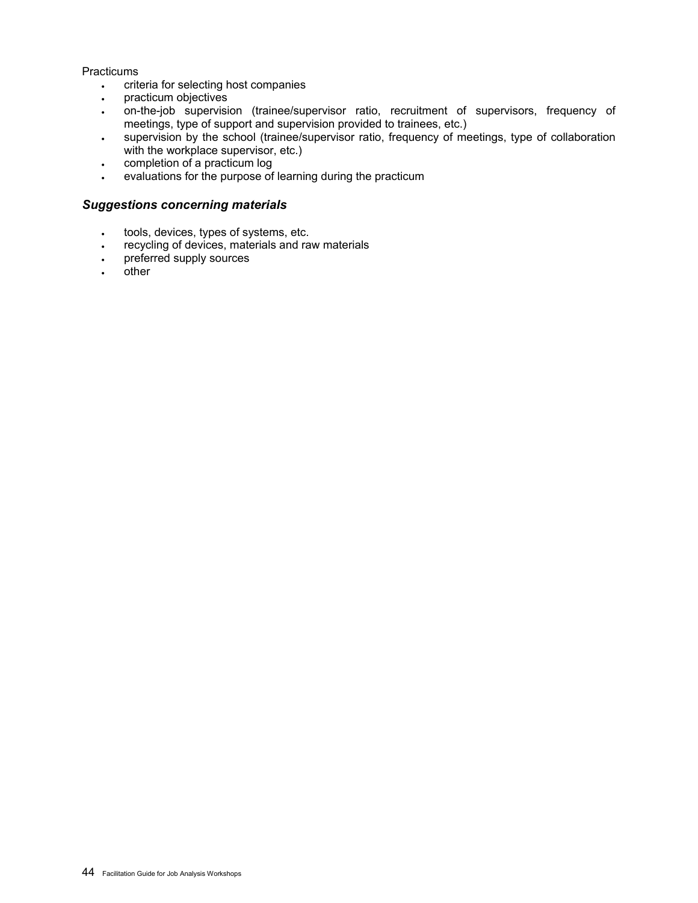Practicums

- criteria for selecting host companies
- practicum objectives
- on-the-job supervision (trainee/supervisor ratio, recruitment of supervisors, frequency of meetings, type of support and supervision provided to trainees, etc.)
- supervision by the school (trainee/supervisor ratio, frequency of meetings, type of collaboration with the workplace supervisor, etc.)
- completion of a practicum log
- evaluations for the purpose of learning during the practicum

### *Suggestions concerning materials*

- tools, devices, types of systems, etc.
- recycling of devices, materials and raw materials
- preferred supply sources
- other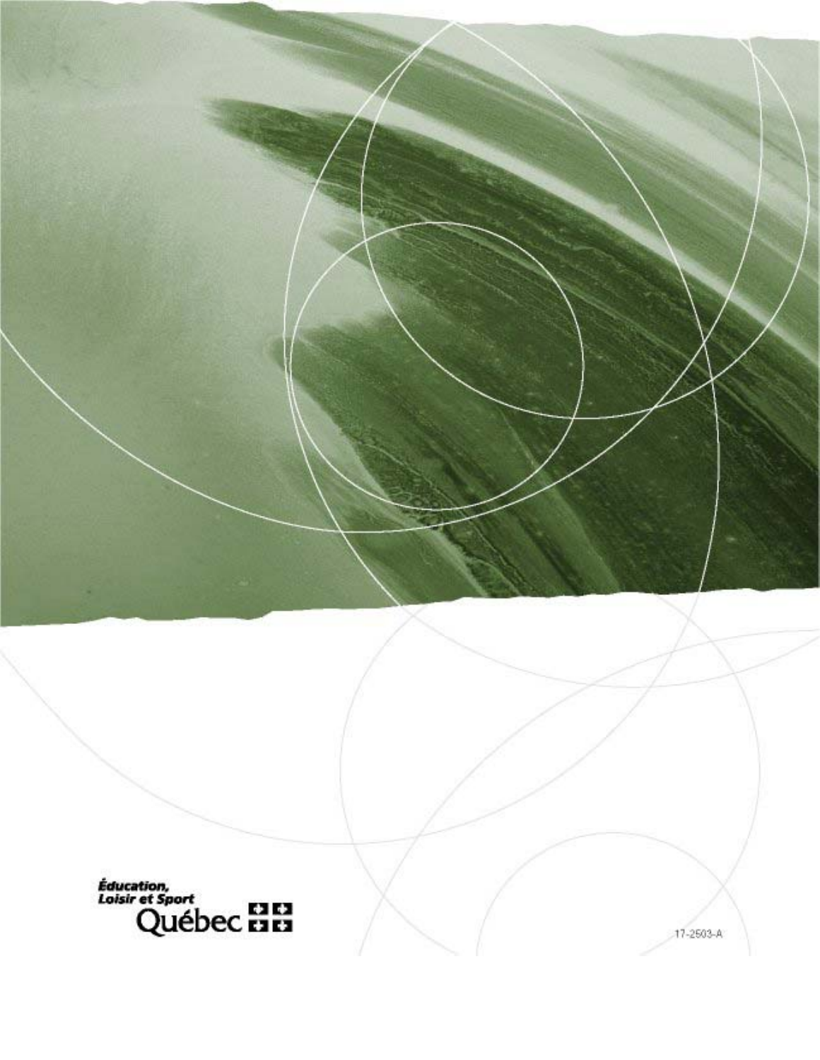Éducation,
Loisir et Sport
Québec

17-2503-A